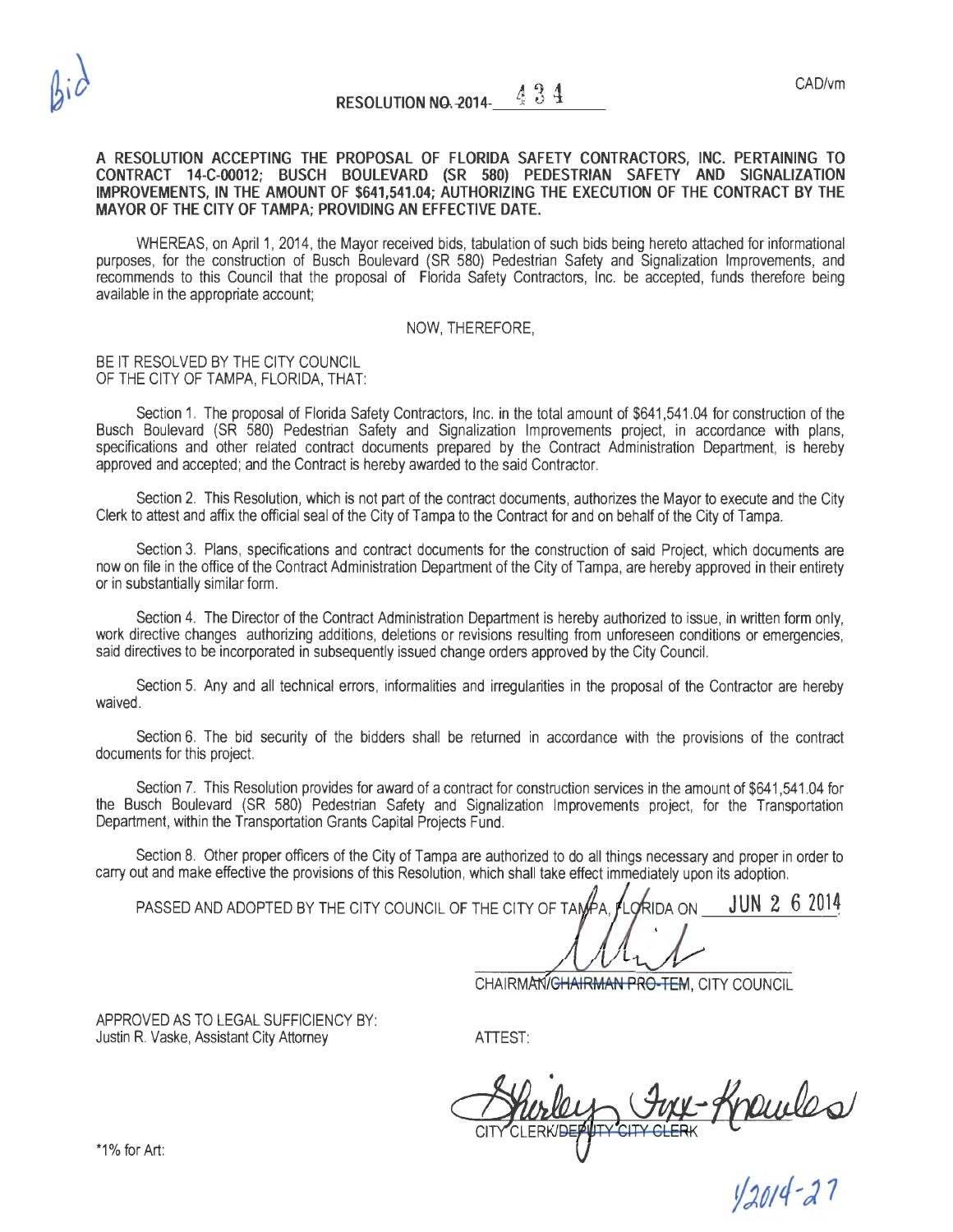Bid

CAD/vm

**RESOLUTION NO. 2014- 434**

**A RESOLUTION ACCEPTING THE PROPOSAL OF FLORIDA SAFETY CONTRACTORS, INC. PERTAINING TO CONTRACT 14-C-00012; BUSCH BOULEVARD (SR 580) PEDESTRIAN SAFETY AND SIGNALIZATION IMPROVEMENTS, IN THE AMOUNT OF $641,541.04; AUTHORIZING THE EXECUTION OF THE CONTRACT BY THE MAYOR OF THE CITY OF TAMPA; PROVIDING AN EFFECTIVE DATE.**

WHEREAS, on April 1, 2014, the Mayor received bids, tabulation of such bids being hereto attached for informational purposes, for the construction of Busch Boulevard (SR 580) Pedestrian Safety and Signalization Improvements, and recommends to this Council that the proposal of Florida Safety Contractors, Inc. be accepted, funds therefore being available in the appropriate account;

NOW, THEREFORE,

BE IT RESOLVED BY THE CITY COUNCIL OF THE CITY OF TAMPA, FLORIDA, THAT:

Section 1. The proposal of Florida Safety Contractors, Inc. in the total amount of $641,541.04 for construction of the Busch Boulevard (SR 580) Pedestrian Safety and Signalization Improvements project, in accordance with plans, specifications and other related contract documents prepared by the Contract Administration Department, is hereby approved and accepted; and the Contract is hereby awarded to the said Contractor.

Section 2. This Resolution, which is not part of the contract documents, authorizes the Mayor to execute and the City Clerk to attest and affix the official seal of the City of Tampa to the Contract for and on behalf of the City of Tampa.

Section 3. Plans, specifications and contract documents for the construction of said Project, which documents are now on file in the office of the Contract Administration Department of the City of Tampa, are hereby approved in their entirety or in substantially similar form.

Section 4. The Director of the Contract Administration Department is hereby authorized to issue, in written form only, work directive changes authorizing additions, deletions or revisions resulting from unforeseen conditions or emergencies, said directives to be incorporated in subsequently issued change orders approved by the City Council.

Section 5. Any and all technical errors, informalities and irregularities in the proposal of the Contractor are hereby waived.

Section 6. The bid security of the bidders shall be returned in accordance with the provisions of the contract documents for this project.

Section 7. This Resolution provides for award of a contract for construction services in the amount of $641,541.04 for the Busch Boulevard (SR 580) Pedestrian Safety and Signalization Improvements project, for the Transportation Department, within the Transportation Grants Capital Projects Fund.

Section 8. Other proper officers of the City of Tampa are authorized to do all things necessary and proper in order to carry out and make effective the provisions of this Resolution, which shall take effect immediately upon its adoption.

PASSED AND ADOPTED BY THE CITY COUNCIL OF THE CITY OF TAMPA, FLORIDA ON JUN 26 2014

CHAIRMAN/~~CHAIRMAN PRO-TEM~~, CITY COUNCIL

APPROVED AS TO LEGAL SUFFICIENCY BY:
Justin R. Vaske, Assistant City Attorney

ATTEST:

Shirley Foxx-Knowles
CITY CLERK/~~DEPUTY CITY CLERK~~

*1% for Art:

1/2014-27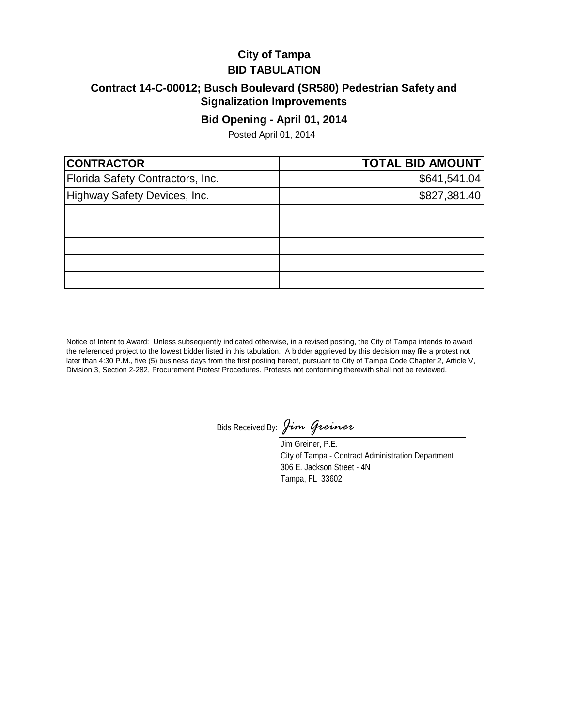# City of Tampa
## BID TABULATION

### Contract 14-C-00012; Busch Boulevard (SR580) Pedestrian Safety and Signalization Improvements

### Bid Opening - April 01, 2014

Posted April 01, 2014

| CONTRACTOR | TOTAL BID AMOUNT |
|---|---|
| Florida Safety Contractors, Inc. | $641,541.04 |
| Highway Safety Devices, Inc. | $827,381.40 |
| | |
| | |
| | |
| | |
| | |

Notice of Intent to Award: Unless subsequently indicated otherwise, in a revised posting, the City of Tampa intends to award the referenced project to the lowest bidder listed in this tabulation. A bidder aggrieved by this decision may file a protest not later than 4:30 P.M., five (5) business days from the first posting hereof, pursuant to City of Tampa Code Chapter 2, Article V, Division 3, Section 2-282, Procurement Protest Procedures. Protests not conforming therewith shall not be reviewed.

Bids Received By: *Jim Greiner*

Jim Greiner, P.E.
City of Tampa - Contract Administration Department
306 E. Jackson Street - 4N
Tampa, FL 33602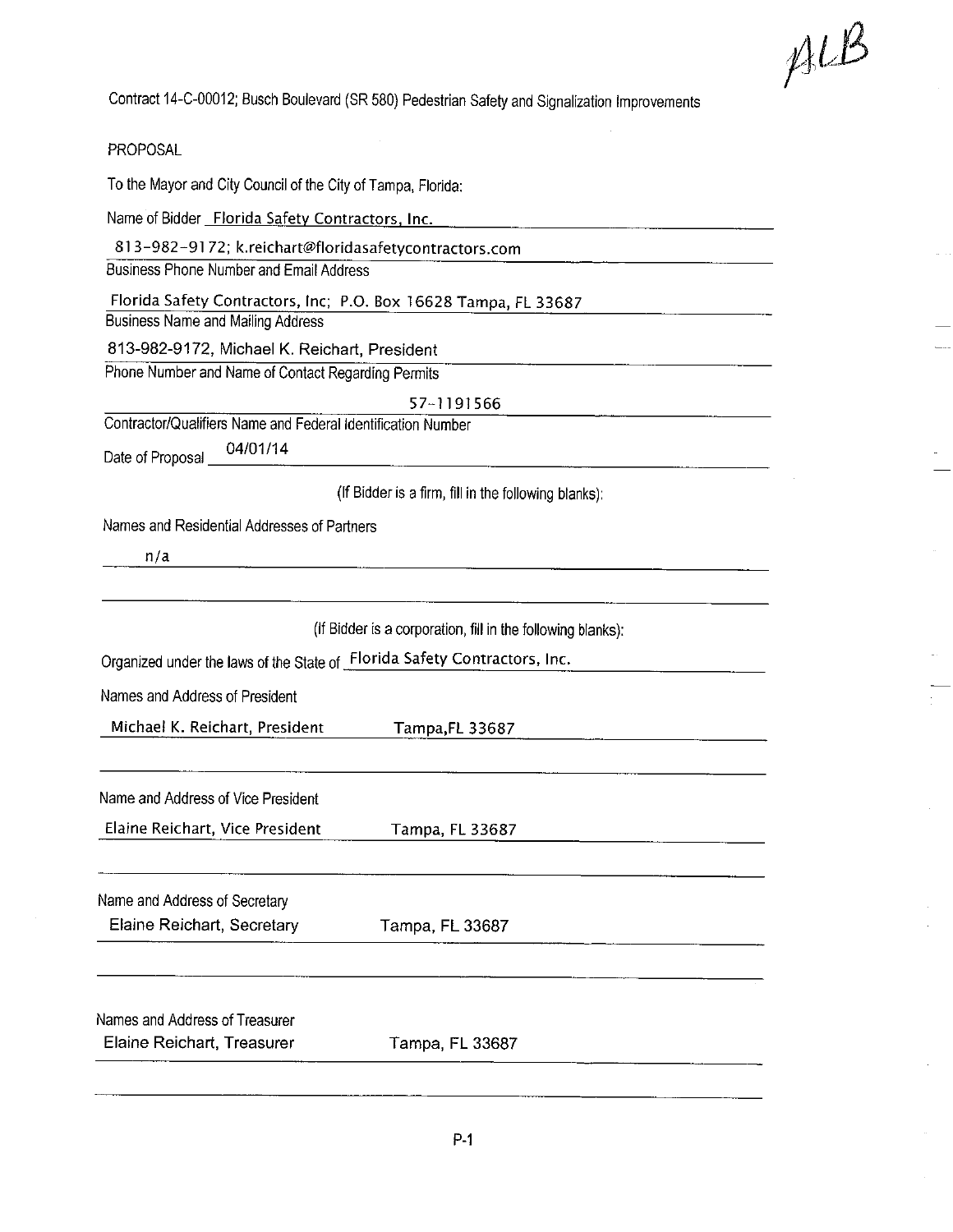ALB

Contract 14-C-00012; Busch Boulevard (SR 580) Pedestrian Safety and Signalization Improvements

PROPOSAL

To the Mayor and City Council of the City of Tampa, Florida:

Name of Bidder Florida Safety Contractors, Inc.

813-982-9172; k.reichart@floridasafetycontractors.com
Business Phone Number and Email Address

Florida Safety Contractors, Inc; P.O. Box 16628 Tampa, FL 33687
Business Name and Mailing Address

813-982-9172, Michael K. Reichart, President
Phone Number and Name of Contact Regarding Permits

57-1191566
Contractor/Qualifiers Name and Federal Identification Number

Date of Proposal 04/01/14

(If Bidder is a firm, fill in the following blanks):

Names and Residential Addresses of Partners

n/a

(If Bidder is a corporation, fill in the following blanks):

Organized under the laws of the State of Florida Safety Contractors, Inc.

Names and Address of President

Michael K. Reichart, President    Tampa,FL 33687

Name and Address of Vice President

Elaine Reichart, Vice President    Tampa, FL 33687

Name and Address of Secretary

Elaine Reichart, Secretary    Tampa, FL 33687

Names and Address of Treasurer

Elaine Reichart, Treasurer    Tampa, FL 33687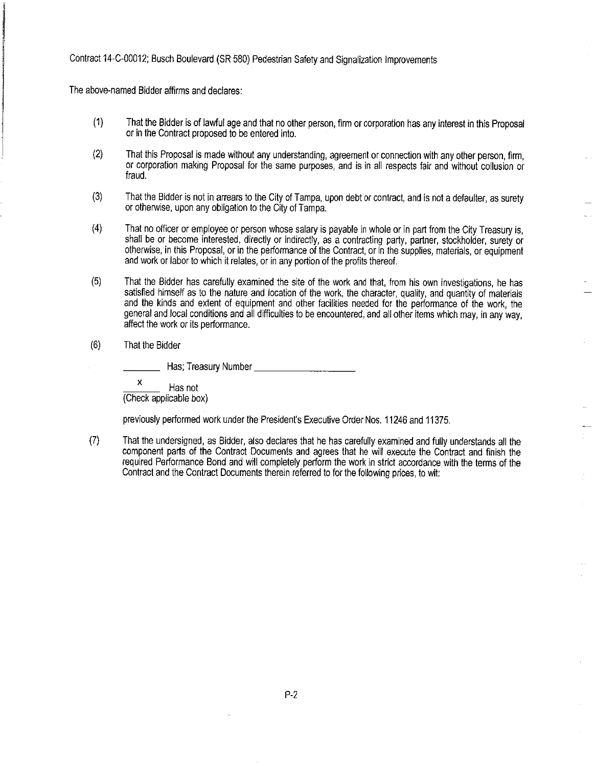Contract 14-C-00012; Busch Boulevard (SR 580) Pedestrian Safety and Signalization Improvements

The above-named Bidder affirms and declares:

(1) That the Bidder is of lawful age and that no other person, firm or corporation has any interest in this Proposal or in the Contract proposed to be entered into.

(2) That this Proposal is made without any understanding, agreement or connection with any other person, firm, or corporation making Proposal for the same purposes, and is in all respects fair and without collusion or fraud.

(3) That the Bidder is not in arrears to the City of Tampa, upon debt or contract, and is not a defaulter, as surety or otherwise, upon any obligation to the City of Tampa.

(4) That no officer or employee or person whose salary is payable in whole or in part from the City Treasury is, shall be or become interested, directly or indirectly, as a contracting party, partner, stockholder, surety or otherwise, in this Proposal, or in the performance of the Contract, or in the supplies, materials, or equipment and work or labor to which it relates, or in any portion of the profits thereof.

(5) That the Bidder has carefully examined the site of the work and that, from his own investigations, he has satisfied himself as to the nature and location of the work, the character, quality, and quantity of materials and the kinds and extent of equipment and other facilities needed for the performance of the work, the general and local conditions and all difficulties to be encountered, and all other items which may, in any way, affect the work or its performance.

(6) That the Bidder

_______ Has; Treasury Number _____________________

___x___ Has not
(Check applicable box)

previously performed work under the President's Executive Order Nos. 11246 and 11375.

(7) That the undersigned, as Bidder, also declares that he has carefully examined and fully understands all the component parts of the Contract Documents and agrees that he will execute the Contract and finish the required Performance Bond and will completely perform the work in strict accordance with the terms of the Contract and the Contract Documents therein referred to for the following prices, to wit: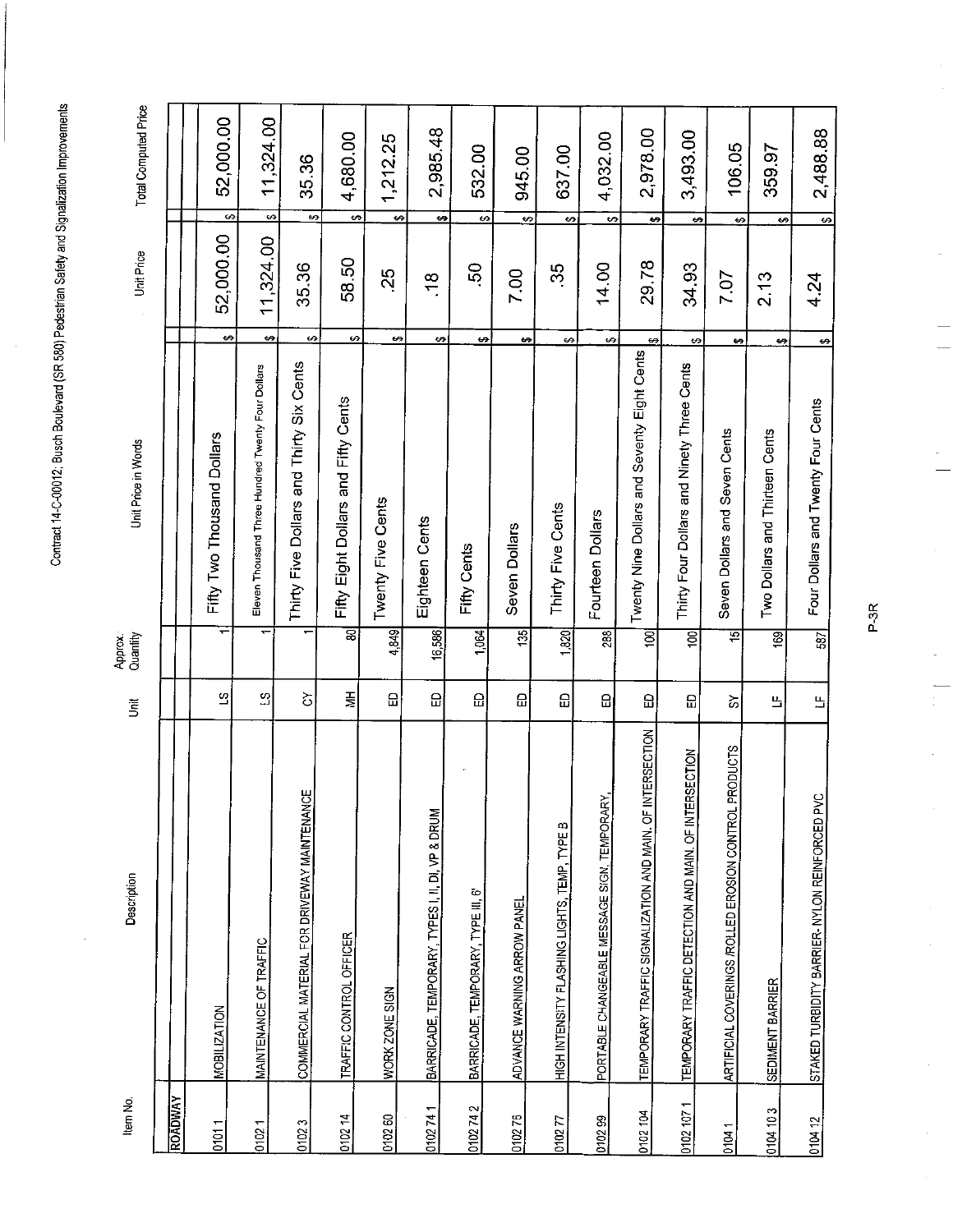Contract 14-C-00012; Busch Boulevard (SR 580) Pedestrian Safety and Signalization Improvements

| Item No. | Description | Unit | Approx. Quantity | Unit Price in Words | Unit Price | Total Computed Price |
|---|---|---|---|---|---|---|
| **ROADWAY** | | | | | | |
| 0101 1 | MOBILIZATION | LS | 1 | Fifty Two Thousand Dollars | $ 52,000.00 | $ 52,000.00 |
| 0102 1 | MAINTENANCE OF TRAFFIC | LS | 1 | Eleven Thousand Three Hundred Twenty Four Dollars | $ 11,324.00 | $ 11,324.00 |
| 0102 3 | COMMERCIAL MATERIAL FOR DRIVEWAY MAINTENANCE | CY | 1 | Thirty Five Dollars and Thirty Six Cents | $ 35.36 | $ 35.36 |
| 0102 14 | TRAFFIC CONTROL OFFICER | MH | 80 | Fifty Eight Dollars and Fifty Cents | $ 58.50 | $ 4,680.00 |
| 0102 60 | WORK ZONE SIGN | ED | 4,849 | Twenty Five Cents | $ .25 | $ 1,212.25 |
| 0102 74 1 | BARRICADE, TEMPORARY, TYPES I, II, DI, VP & DRUM | ED | 16,586 | Eighteen Cents | $ .18 | $ 2,985.48 |
| 0102 74 2 | BARRICADE, TEMPORARY, TYPE III, 6' | ED | 1,064 | Fifty Cents | $ .50 | $ 532.00 |
| 0102 76 | ADVANCE WARNING ARROW PANEL | ED | 135 | Seven Dollars | $ 7.00 | $ 945.00 |
| 0102 77 | HIGH INTENSITY FLASHING LIGHTS, TEMP, TYPE B | ED | 1,820 | Thirty Five Cents | $ .35 | $ 637.00 |
| 0102 99 | PORTABLE CHANGEABLE MESSAGE SIGN, TEMPORARY | ED | 288 | Fourteen Dollars | $ 14.00 | $ 4,032.00 |
| 0102 104 | TEMPORARY TRAFFIC SIGNALIZATION AND MAIN. OF INTERSECTION | ED | 100 | Twenty Nine Dollars and Seventy Eight Cents | $ 29.78 | $ 2,978.00 |
| 0102 107 1 | TEMPORARY TRAFFIC DETECTION AND MAIN. OF INTERSECTION | ED | 100 | Thirty Four Dollars and Ninety Three Cents | $ 34.93 | $ 3,493.00 |
| 0104 1 | ARTIFICIAL COVERINGS /ROLLED EROSION CONTROL PRODUCTS | SY | 15 | Seven Dollars and Seven Cents | $ 7.07 | $ 106.05 |
| 0104 10 3 | SEDIMENT BARRIER | LF | 169 | Two Dollars and Thirteen Cents | $ 2.13 | $ 359.97 |
| 0104 12 | STAKED TURBIDITY BARRIER- NYLON REINFORCED PVC | LF | 587 | Four Dollars and Twenty Four Cents | $ 4.24 | $ 2,488.88 |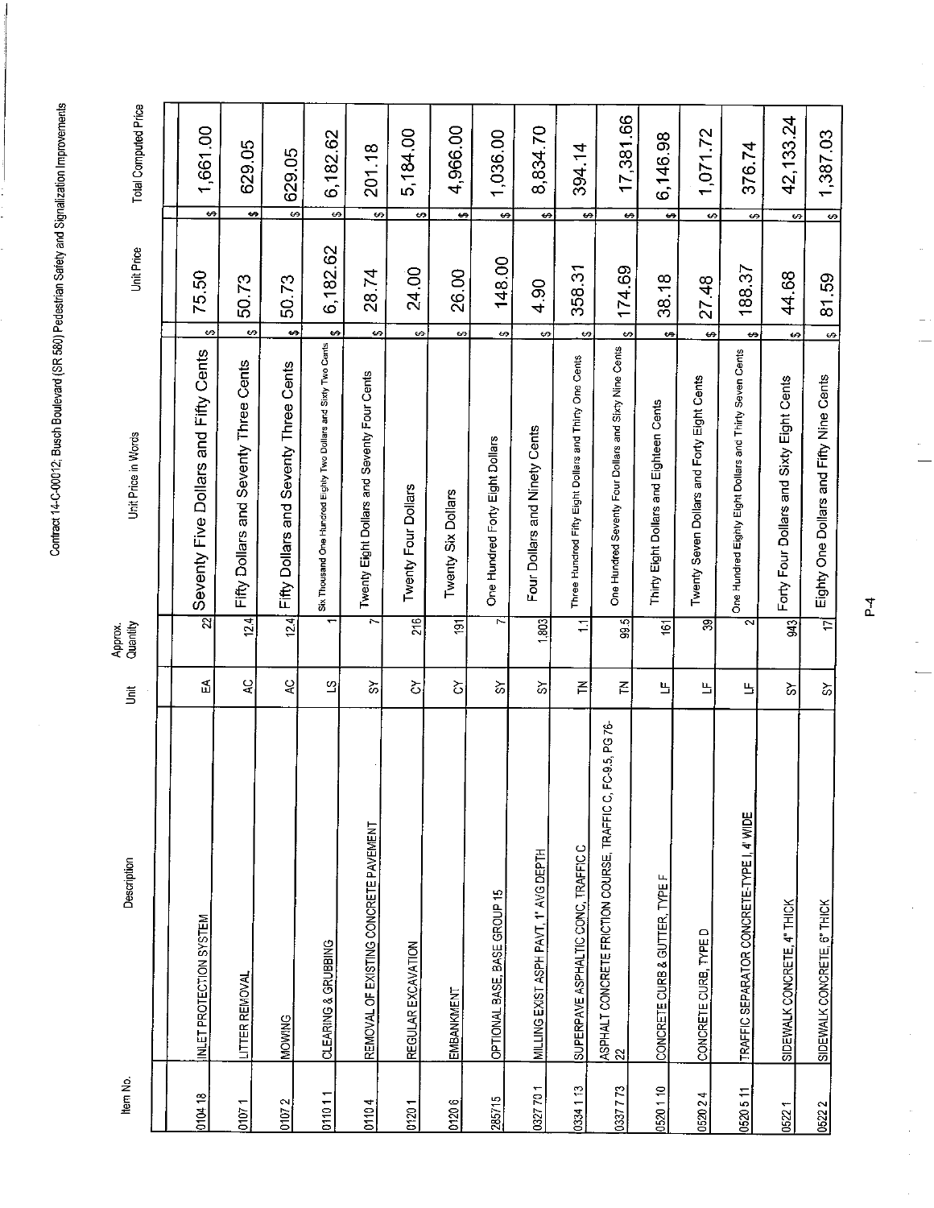Contract 14-C-00012; Busch Boulevard (SR 580) Pedestrian Safety and Signalization Improvements

| Item No. | Description | Unit | Approx. Quantity | Unit Price in Words | Unit Price | Total Computed Price |
|---|---|---|---|---|---|---|
| 0104 18 | INLET PROTECTION SYSTEM | EA | 22 | Seventy Five Dollars and Fifty Cents | $ 75.50 | $ 1,661.00 |
| 0107 1 | LITTER REMOVAL | AC | 12.4 | Fifty Dollars and Seventy Three Cents | $ 50.73 | $ 629.05 |
| 0107 2 | MOWING | AC | 12.4 | Fifty Dollars and Seventy Three Cents | $ 50.73 | $ 629.05 |
| 0110 1 1 | CLEARING & GRUBBING | LS | 1 | Six Thousand One Hundred Eighty Two Dollars and Sixty Two Cents | $ 6,182.62 | $ 6,182.62 |
| 0110 4 | REMOVAL OF EXISTING CONCRETE PAVEMENT | SY | 7 | Twenty Eight Dollars and Seventy Four Cents | $ 28.74 | $ 201.18 |
| 0120 1 | REGULAR EXCAVATION | CY | 216 | Twenty Four Dollars | $ 24.00 | $ 5,184.00 |
| 0120 6 | EMBANKMENT | CY | 191 | Twenty Six Dollars | $ 26.00 | $ 4,966.00 |
| 285715 | OPTIONAL BASE, BASE GROUP 15 | SY | 7 | One Hundred Forty Eight Dollars | $ 148.00 | $ 1,036.00 |
| 0327 70 1 | MILLING EXIST ASPH PAVT, 1" AVG DEPTH | SY | 1,803 | Four Dollars and Ninety Cents | $ 4.90 | $ 8,834.70 |
| 0334 1 13 | SUPERPAVE ASPHALTIC CONC, TRAFFIC C | TN | 1.1 | Three Hundred Fifty Eight Dollars and Thirty One Cents | $ 358.31 | $ 394.14 |
| 0337 7 73 | ASPHALT CONCRETE FRICTION COURSE, TRAFFIC C, FC-9.5, PG 76-22 | TN | 99.5 | One Hundred Seventy Four Dollars and Sixty Nine Cents | $ 174.69 | $ 17,381.66 |
| 0520 1 10 | CONCRETE CURB & GUTTER, TYPE F | LF | 161 | Thirty Eight Dollars and Eighteen Cents | $ 38.18 | $ 6,146.98 |
| 0520 2 4 | CONCRETE CURB, TYPE D | LF | 39 | Twenty Seven Dollars and Forty Eight Cents | $ 27.48 | $ 1,071.72 |
| 0520 5 11 | TRAFFIC SEPARATOR CONCRETE-TYPE I, 4' WIDE | LF | 2 | One Hundred Eighty Eight Dollars and Thirty Seven Cents | $ 188.37 | $ 376.74 |
| 0522 1 | SIDEWALK CONCRETE, 4" THICK | SY | 943 | Forty Four Dollars and Sixty Eight Cents | $ 44.68 | $ 42,133.24 |
| 0522 2 | SIDEWALK CONCRETE, 6" THICK | SY | 17 | Eighty One Dollars and Fifty Nine Cents | $ 81.59 | $ 1,387.03 |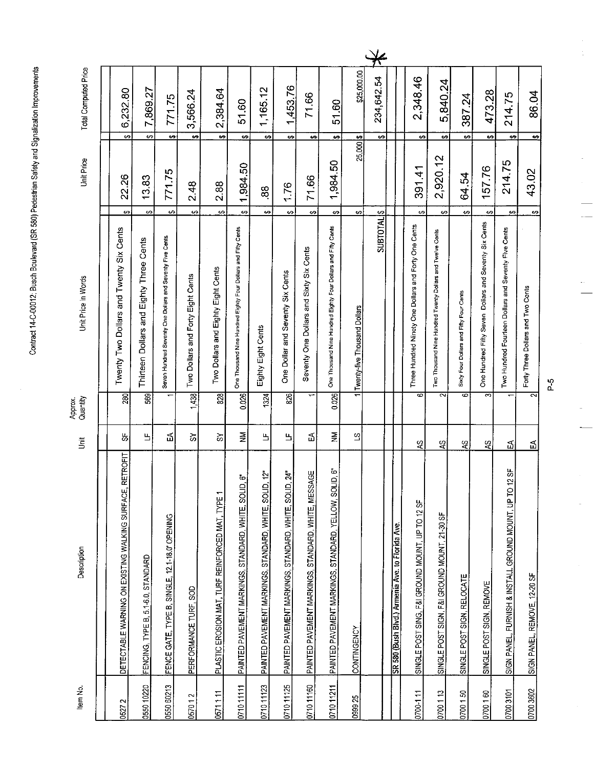Contract 14-C-00012: Busch Boulevard (SR 580) Pedestrian Safety and Signalization Improvements

| Item No. | Description | Unit | Approx. Quantity | Unit Price in Words | Unit Price | Total Computed Price |
|---|---|---|---|---|---|---|
| 0527 2 | DETECTABLE WARNING ON EXISTING WALKING SURFACE, RETROFIT | SF | 280 | Twenty Two Dollars and Twenty Six Cents | $ 22.26 | $ 6,232.80 |
| 0550 10220 | FENCING, TYPE B, 5.1-6.0, STANDARD | LF | 569 | Thirteen Dollars and Eighty Three Cents | $ 13.83 | $ 7,869.27 |
| 0550 60213 | FENCE GATE, TYPE B, SINGLE, 12.1-18.0' OPENING | EA | 1 | Seven Hundred Seventy One Dollars and Seventy Five Cents | $ 771.75 | $ 771.75 |
| 0570 1 2 | PERFORMANCE TURF, SOD | SY | 1,438 | Two Dollars and Forty Eight Cents | $ 2.48 | $ 3,566.24 |
| 0571 1 11 | PLASTIC EROSION MAT, TURF REINFORCED MAT, TYPE 1 | SY | 828 | Two Dollars and Eighty Eight Cents | $ 2.88 | $ 2,384.64 |
| 0710 11111 | PAINTED PAVEMENT MARKINGS, STANDARD, WHITE, SOLID, 6" | NM | 0.026 | One Thousand Nine Hundred Eighty Four Dollars and Fifty Cents | $ 1,984.50 | $ 51.60 |
| 0710 11123 | PAINTED PAVEMENT MARKINGS, STANDARD, WHITE, SOLID, 12" | LF | 1324 | Eighty Eight Cents | $ .88 | $ 1,165.12 |
| 0710 11125 | PAINTED PAVEMENT MARKINGS, STANDARD, WHITE, SOLID, 24" | LF | 826 | One Dollar and Seventy Six Cents | $ 1.76 | $ 1,453.76 |
| 0710 11160 | PAINTED PAVEMENT MARKINGS, STANDARD, WHITE, MESSAGE | EA | 1 | Seventy One Dollars and Sixty Six Cents | $ 71.66 | $ 71.66 |
| 0710 11211 | PAINTED PAVEMENT MARKINGS, STANDARD, YELLOW, SOLID, 6" | NM | 0.026 | One Thousand Nine Hundred Eighty Four Dollars and Fifty Cents | $ 1,984.50 | $ 51.60 |
| 0999 25 | CONTINGENCY | LS | 1 | Twenty-five Thousand Dollars | $ 25,000.00 | $ $25,000.00 |
| | | | | SUBTOTAL | $ | $ 234,642.54 * |
| | **SR 580 (Bush Blvd.) Armenia Ave. to Florida Ave.** | | | | | |
| 0700-1 11 | SINGLE POST SING, F&I GROUND MOUNT, UP TO 12 SF | AS | 6 | Three Hundred Ninety One Dollars and Forty One Cents | $ 391.41 | $ 2,348.46 |
| 0700 1 13 | SINGLE POST SIGN, F&I GROUND MOUNT, 21-30 SF | AS | 2 | Two Thousand Nine Hundred Twenty Dollars and Twelve Cents | $ 2,920.12 | $ 5,840.24 |
| 0700 1 50 | SINGLE POST SIGN, RELOCATE | AS | 6 | Sixty Four Dollars and Fifty Four Cents | $ 64.54 | $ 387.24 |
| 0700 1 60 | SINGLE POST SIGN, REMOVE | AS | 3 | One Hundred Fifty Seven Dollars and Seventy Six Cents | $ 157.76 | $ 473.28 |
| 0700 3101 | SIGN PANEL, FURNISH & INSTALL GROUND MOUNT, UP TO 12 SF | EA | 1 | Two Hundred Fourteen Dollars and Seventy Five Cents | $ 214.75 | $ 214.75 |
| 0700 3602 | SIGN PANEL, REMOVE, 12-20 SF | EA | 2 | Forty Three Dollars and Two Cents | $ 43.02 | $ 86.04 |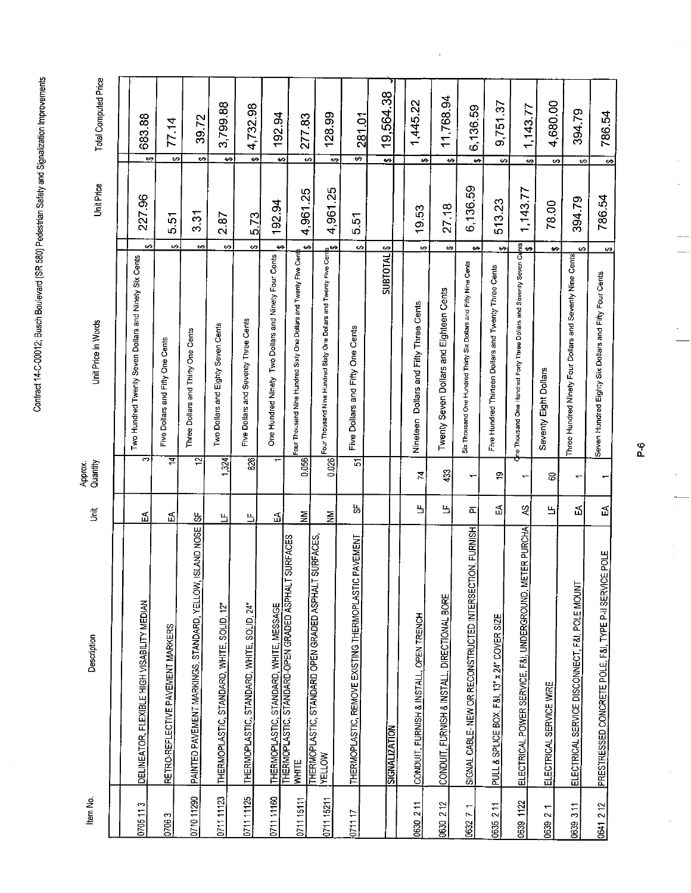Contract 14-C-00012; Busch Boulevard (SR 580) Pedestrian Safety and Signalization Improvements

| Item No. | Description | Unit | Approx. Quantity | Unit Price in Words | Unit Price | Total Computed Price |
|---|---|---|---|---|---|---|
| 0705 11 3 | DELINEATOR, FLEXIBLE HIGH VISABILITY MEDIAN | EA | 3 | Two Hundred Twenty Seven Dollars and Ninety Six Cents | $ 227.96 | $ 683.88 |
| 0706 3 | RETRO-REFLECTIVE PAVEMENT MARKERS | EA | 14 | Five Dollars and Fifty One Cents | $ 5.51 | $ 77.14 |
| 0710 11290 | PAINTED PAVEMENT MARKINGS, STANDARD, YELLOW, ISLAND NOSE | SF | 12 | Three Dollars and Thirty One Cents | $ 3.31 | $ 39.72 |
| 0711 11123 | THERMOPLASTIC, STANDARD, WHITE, SOLID, 12" | LF | 1,324 | Two Dollars and Eighty Seven Cents | $ 2.87 | $ 3,799.88 |
| 0711 11125 | THERMOPLASTIC, STANDARD, WHITE, SOLID, 24" | LF | 826 | Five Dollars and Seventy Three Cents | $ 5.73 | $ 4,732.98 |
| 0711 11160 | THERMOPLASTIC, STANDARD, WHITE, MESSAGE | EA | 1 | One Hundred Ninety Two Dollars and Ninety Four Cents | $ 192.94 | $ 192.94 |
| 0711 15111 | THERMOPLASTIC, STANDARD-OPEN GRADED ASPHALT SURFACES WHITE | NM | 0.056 | Four Thousand Nine Hundred Sixty One Dollars and Twenty Five Cents | $ 4,961.25 | $ 277.83 |
| 0711 15211 | THERMOPLASTIC, STANDARD OPEN GRADED ASPHALT SURFACES, YELLOW | NM | 0.026 | Four Thousand Nine Hundred Sixty One Dollars and Twenty Five Cents | $ 4,961.25 | $ 128.99 |
| 0711 17 | THERMOPLASTIC, REMOVE EXISTING THERMOPLASTIC PAVEMENT | SF | 51 | Five Dollars and Fifty One Cents | $ 5.51 | $ 281.01 |
| | | | | SUBTOTAL | $ | $ 19,564.38 |
| | SIGNALIZATION | | | | | |
| 0630 2 11 | CONDUIT, FURNISH & INSTALL, OPEN TRENCH | LF | 74 | Nineteen Dollars and Fifty Three Cents | $ 19.53 | $ 1,445.22 |
| 0630 2 12 | CONDUIT, FURNISH & INSTALL, DIRECTIONAL BORE | LF | 433 | Twenty Seven Dollars and Eighteen Cents | $ 27.18 | $ 11,768.94 |
| 0632 7 1 | SIGNAL CABLE- NEW OR RECONSTRUCTED INTERSECTION, FURNISH | PI | 1 | Six Thousand One Hundred Thirty Six Dollars and Fifty Nine Cents | $ 6,136.59 | $ 6,136.59 |
| 0635 2 11 | PULL & SPLICE BOX, F&I, 13" x 24" COVER SIZE | EA | 19 | Five Hundred Thirteen Dollars and Twenty Three Cents | $ 513.23 | $ 9,751.37 |
| 0639 1122 | ELECTRICAL POWER SERVICE, F&I, UNDERGROUND, METER PURCHA | AS | 1 | One Thousand One Hundred Forty Three Dollars and Seventy Seven Cents | $ 1,143.77 | $ 1,143.77 |
| 0639 2 1 | ELECTRICAL SERVICE WIRE | LF | 60 | Seventy Eight Dollars | $ 78.00 | $ 4,680.00 |
| 0639 3 11 | ELECTRICAL SERVICE DISCONNECT, F&I, POLE MOUNT | EA | 1 | Three Hundred Ninety Four Dollars and Seventy Nine Cents | $ 394.79 | $ 394.79 |
| 0641 2 12 | PRESTRESSED CONCRETE POLE, F&I, TYPE P-II SERVICE POLE | EA | 1 | Seven Hundred Eighty Six Dollars and Fifty Four Cents | $ 786.54 | $ 786.54 |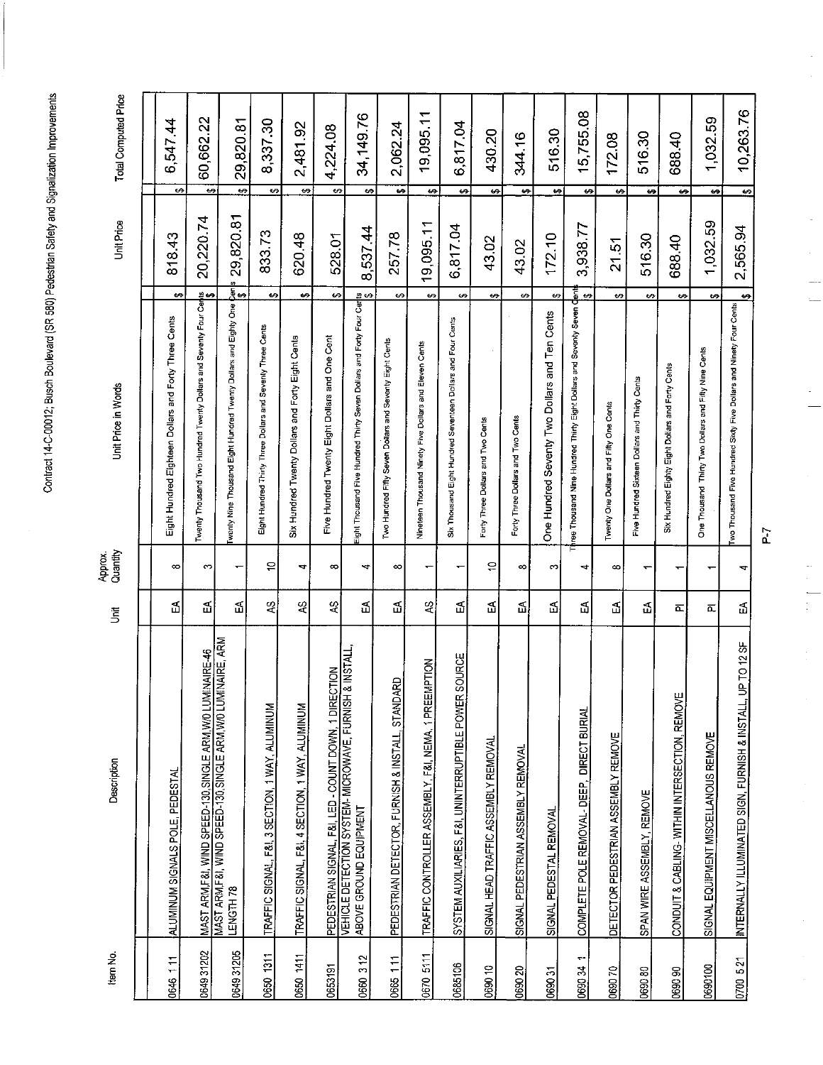Contract 14-C-00012; Busch Boulevard (SR 580) Pedestrian Safety and Signalization Improvements

| Item No. | Description | Unit | Approx. Quantity | Unit Price in Words | Unit Price | Total Computed Price |
|---|---|---|---|---|---|---|
| 0646 1 11 | ALUMINUM SIGNALS POLE, PEDESTAL | EA | 8 | Eight Hundred Eighteen Dollars and Forty Three Cents | $ 818.43 | $ 6,547.44 |
| 0649 31202 | MAST ARM,F&I, WIND SPEED-130,SINGLE ARM,W/O LUMINAIRE-46 | EA | 3 | Twenty Thousand Two Hundred Twenty Dollars and Seventy Four Cents | $ 20,220.74 | $ 60,662.22 |
| 0649 31205 | MAST ARM,F&I, WIND SPEED-130,SINGLE ARM,W/O LUMINAIRE, ARM LENGTH 78 | EA | 1 | Twenty Nine Thousand Eight Hundred Twenty Dollars and Eighty One Cents | $ 29,820.81 | $ 29,820.81 |
| 0650 1311 | TRAFFIC SIGNAL, F&I, 3 SECTION, 1 WAY, ALUMINUM | AS | 10 | Eight Hundred Thirty Three Dollars and Seventy Three Cents | $ 833.73 | $ 8,337.30 |
| 0650 1411 | TRAFFIC SIGNAL, F&I, 4 SECTION, 1 WAY, ALUMINUM | AS | 4 | Six Hundred Twenty Dollars and Forty Eight Cents | $ 620.48 | $ 2,481.92 |
| 0653191 | PEDESTRIAN SIGNAL, F&I, LED - COUNT DOWN, 1 DIRECTION | AS | 8 | Five Hundred Twenty Eight Dollars and One Cent | $ 528.01 | $ 4,224.08 |
| 0660 3 12 | VEHICLE DETECTION SYSTEM- MICROWAVE, FURNISH & INSTALL, ABOVE GROUND EQUIPMENT | EA | 4 | Eight Thousand Five Hundred Thirty Seven Dollars and Forty Four Cents | $ 8,537.44 | $ 34,149.76 |
| 0665 1 11 | PEDESTRIAN DETECTOR, FURNISH & INSTALL, STANDARD | EA | 8 | Two Hundred Fifty Seven Dollars and Seventy Eight Cents | $ 257.78 | $ 2,062.24 |
| 0670 5 11 | TRAFFIC CONTROLLER ASSEMBLY, F&I, NEMA, 1 PREEMPTION | AS | 1 | Nineteen Thousand Ninety Five Dollars and Eleven Cents | $ 19,095.11 | $ 19,095.11 |
| 0685106 | SYSTEM AUXILIARIES, F&I, UNINTERRUPTIBLE POWER SOURCE | EA | 1 | Six Thousand Eight Hundred Seventeen Dollars and Four Cents | $ 6,817.04 | $ 6,817.04 |
| 0690 10 | SIGNAL HEAD TRAFFIC ASSEMBLY REMOVAL | EA | 10 | Forty Three Dollars and Two Cents | $ 43.02 | $ 430.20 |
| 0690 20 | SIGNAL PEDESTRIAN ASSEMBLY REMOVAL | EA | 8 | Forty Three Dollars and Two Cents | $ 43.02 | $ 344.16 |
| 0690 31 | SIGNAL PEDESTAL REMOVAL | EA | 3 | One Hundred Seventy Two Dollars and Ten Cents | $ 172.10 | $ 516.30 |
| 0690 34 1 | COMPLETE POLE REMOVAL- DEEP, DIRECT BURIAL | EA | 4 | Three Thousand Nine Hundred Thirty Eight Dollars and Seventy Seven Cents | $ 3,938.77 | $ 15,755.08 |
| 0690 70 | DETECTOR PEDESTRIAN ASSEMBLY REMOVE | EA | 8 | Twenty One Dollars and Fifty One Cents | $ 21.51 | $ 172.08 |
| 0690 80 | SPAN WIRE ASSEMBLY, REMOVE | EA | 1 | Five Hundred Sixteen Dollars and Thirty Cents | $ 516.30 | $ 516.30 |
| 0690 90 | CONDUIT & CABLING- WITHIN INTERSECTION, REMOVE | PI | 1 | Six Hundred Eighty Eight Dollars and Forty Cents | $ 688.40 | $ 688.40 |
| 0690100 | SIGNAL EQUIPMENT MISCELLANOUS REMOVE | PI | 1 | One Thousand Thirty Two Dollars and Fifty Nine Cents | $ 1,032.59 | $ 1,032.59 |
| 0700 5 21 | INTERNALLY ILLUMINATED SIGN, FURNISH & INSTALL, UP TO 12 SF | EA | 4 | Two Thousand Five Hundred Sixty Five Dollars and Ninety Four Cents | $ 2,565.94 | $ 10,263.76 |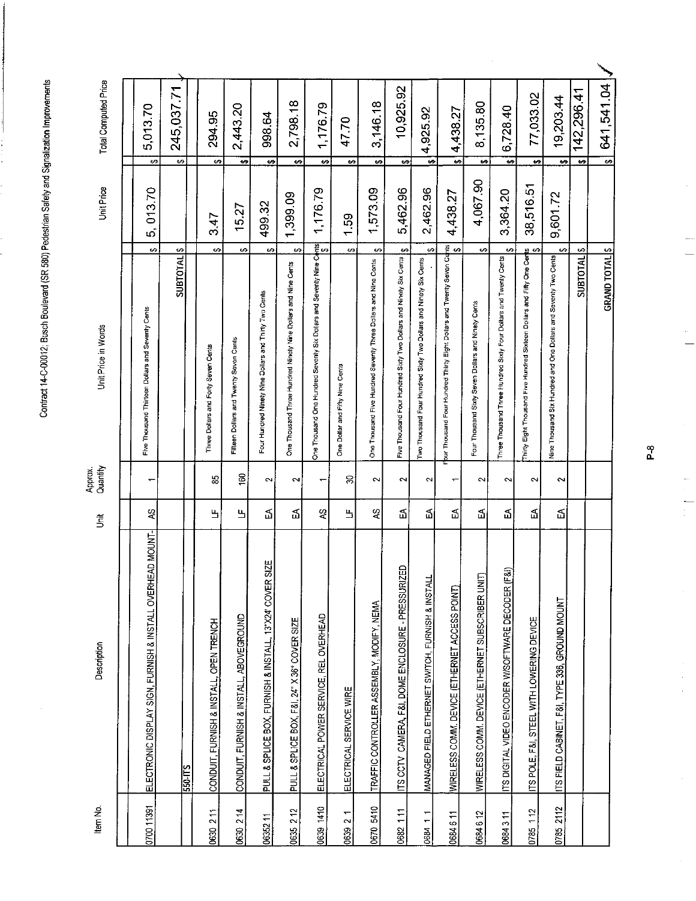Contract 14-C-00012: Busch Boulevard (SR 580) Pedestrian Safety and Signalization Improvements

| Item No. | Description | Unit | Approx. Quantity | Unit Price in Words | Unit Price | Total Computed Price |
|---|---|---|---|---|---|---|
| 0700 11391 | ELECTRONIC DISPLAY SIGN, FURNISH & INSTALL OVERHEAD MOUNT- | AS | 1 | Five Thousand Thirteen Dollars and Seventy Cents | $ 5,013.70 | $ 5,013.70 |
| | | | | SUBTOTAL | $ | $ 245,037.71 |
| | 550-ITS | | | | | |
| 0630 2 11 | CONDUIT, FURNISH & INSTALL, OPEN TRENCH | LF | 85 | Three Dollars and Forty Seven Cents | $ 3.47 | $ 294.95 |
| 0630 2 14 | CONDUIT, FURNISH & INSTALL, ABOVEGROUND | LF | 160 | Fifteen Dollars and Twenty Seven Cents | $ 15.27 | $ 2,443.20 |
| 0635 2 11 | PULL & SPLICE BOX, FURNISH & INSTALL, 13"X24" COVER SIZE | EA | 2 | Four Hundred Ninety Nine Dollars and Thirty Two Cents | $ 499.32 | $ 998.64 |
| 0635 2 12 | PULL & SPLICE BOX, F&I, 24" X 36" COVER SIZE | EA | 2 | One Thousand Three Hundred Ninety Nine Dollars and Nine Cents | $ 1,399.09 | $ 2,798.18 |
| 0639 1410 | ELECTRICAL POWER SERVICE, REL OVERHEAD | AS | 1 | One Thousand One Hundred Seventy Six Dollars and Seventy Nine Cents | $ 1,176.79 | $ 1,176.79 |
| 0639 2 1 | ELECTRICAL SERVICE WIRE | LF | 30 | One Dollar and Fifty Nine Cents | $ 1.59 | $ 47.70 |
| 0670 5410 | TRAFFIC CONTROLLER ASSEMBLY, MODIFY, NEMA | AS | 2 | One Thousand Five Hundred Seventy Three Dollars and Nine Cents | $ 1,573.09 | $ 3,146.18 |
| 0682 1 11 | ITS CCTV CAMERA, F&I, DOME ENCLOSURE - PRESSURIZED | EA | 2 | Five Thousand Four Hundred Sixty Two Dollars and Ninety Six Cents | $ 5,462.96 | $ 10,925.92 |
| 0684 1 1 | MANAGED FIELD ETHERNET SWITCH, FURNISH & INSTALL | EA | 2 | Two Thousand Four Hundred Sixty Two Dollars and Ninety Six Cents | $ 2,462.96 | $ 4,925.92 |
| 0684 6 11 | WIRELESS COMM. DEVICE (ETHERNET ACCESS POINT) | EA | 1 | Four Thousand Four Hundred Thirty Eight Dollars and Twenty Seven Cents | $ 4,438.27 | $ 4,438.27 |
| 0684 6 12 | WIRELESS COMM. DEVICE (ETHERNET SUBSCRIBER UNIT) | EA | 2 | Four Thousand Sixty Seven Dollars and Ninety Cents | $ 4,067.90 | $ 8,135.80 |
| 0684 3 11 | ITS DIGITAL VIDEO ENCODER W/SOFTWARE DECODER (F&I) | EA | 2 | Three Thousand Three Hundred Sixty Four Dollars and Twenty Cents | $ 3,364.20 | $ 6,728.40 |
| 0785 1 12 | ITS POLE, F&I, STEEL WITH LOWERING DEVICE | EA | 2 | Thirty Eight Thousand Five Hundred Sixteen Dollars and Fifty One Cents | $ 38,516.51 | $ 77,033.02 |
| 0785 2112 | ITS FIELD CABINET, F&I, TYPE 336, GROUND MOUNT | EA | 2 | Nine Thousand Six Hundred and One Dollars and Seventy Two Cents | $ 9,601.72 | $ 19,203.44 |
| | | | | SUBTOTAL | $ | $ 142,296.41 |
| | | | | GRAND TOTAL | $ | $ 641,541.04 |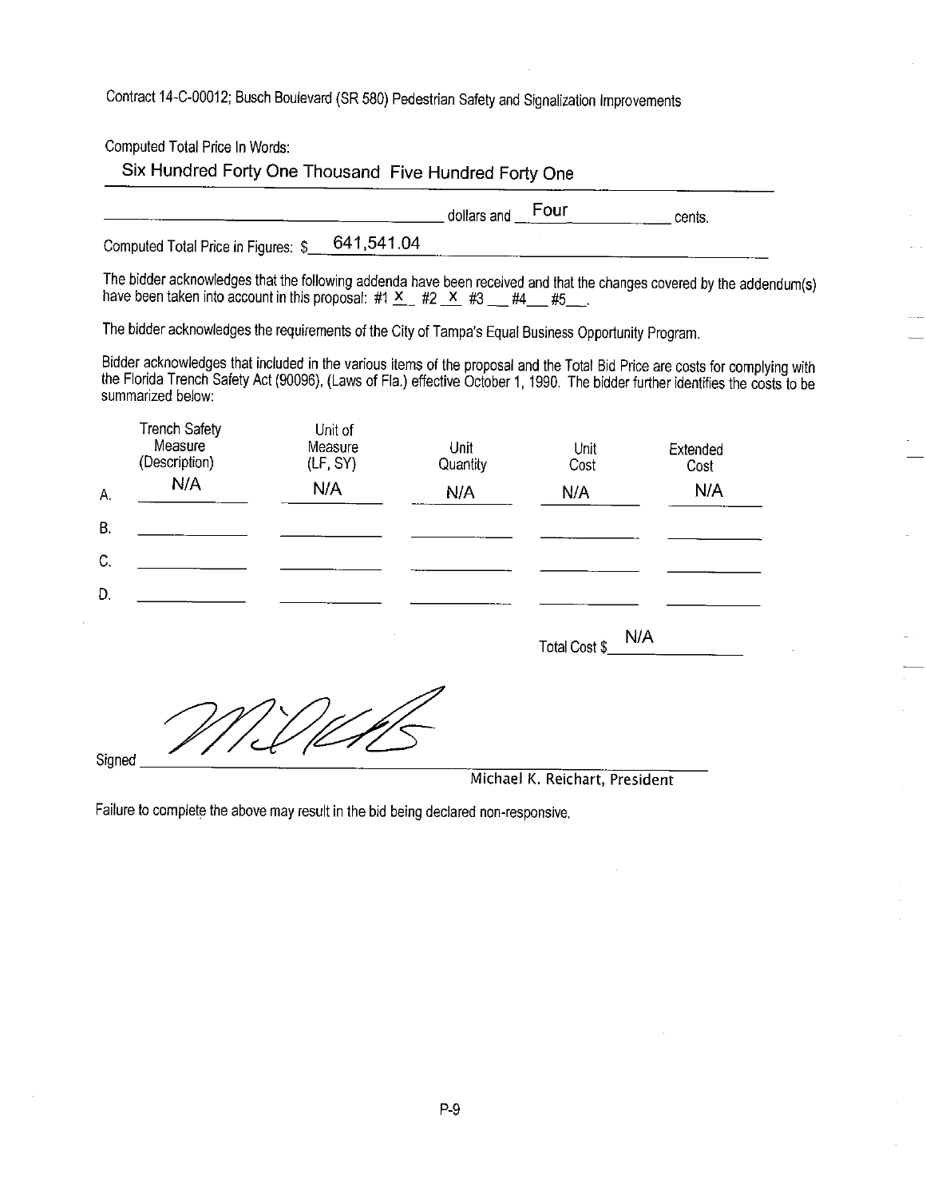Contract 14-C-00012; Busch Boulevard (SR 580) Pedestrian Safety and Signalization Improvements

Computed Total Price In Words:

Six Hundred Forty One Thousand Five Hundred Forty One dollars and Four cents.

Computed Total Price in Figures: $ 641,541.04

The bidder acknowledges that the following addenda have been received and that the changes covered by the addendum(s) have been taken into account in this proposal: #1 X #2 X #3 __ #4 __ #5 __.

The bidder acknowledges the requirements of the City of Tampa's Equal Business Opportunity Program.

Bidder acknowledges that included in the various items of the proposal and the Total Bid Price are costs for complying with the Florida Trench Safety Act (90096), (Laws of Fla.) effective October 1, 1990. The bidder further identifies the costs to be summarized below:

| | Trench Safety Measure (Description) | Unit of Measure (LF, SY) | Unit Quantity | Unit Cost | Extended Cost |
|---|---|---|---|---|---|
| A. | N/A | N/A | N/A | N/A | N/A |
| B. | | | | | |
| C. | | | | | |
| D. | | | | | |

Total Cost $ N/A

Signed [signature]

Michael K. Reichart, President

Failure to complete the above may result in the bid being declared non-responsive.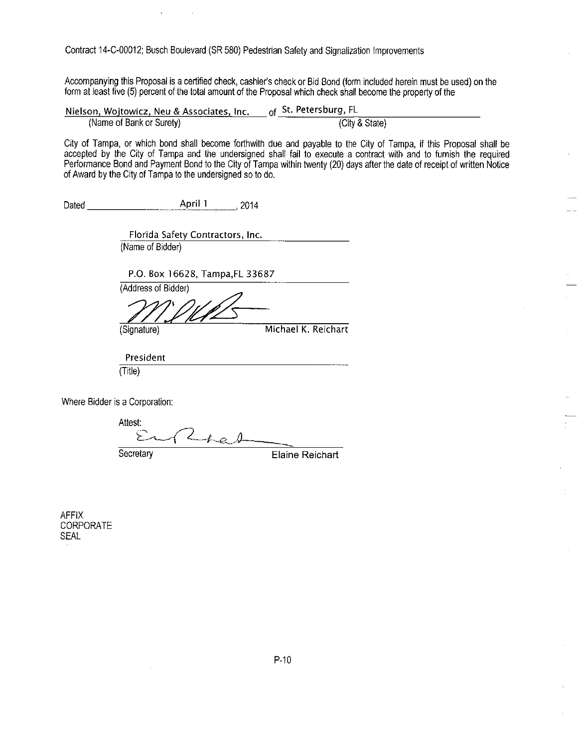Contract 14-C-00012; Busch Boulevard (SR 580) Pedestrian Safety and Signalization Improvements

Accompanying this Proposal is a certified check, cashier's check or Bid Bond (form included herein must be used) on the form at least five (5) percent of the total amount of the Proposal which check shall become the property of the

Nielson, Wojtowicz, Neu & Associates, Inc. of St. Petersburg, FL
(Name of Bank or Surety) (City & State)

City of Tampa, or which bond shall become forthwith due and payable to the City of Tampa, if this Proposal shall be accepted by the City of Tampa and the undersigned shall fail to execute a contract with and to furnish the required Performance Bond and Payment Bond to the City of Tampa within twenty (20) days after the date of receipt of written Notice of Award by the City of Tampa to the undersigned so to do.

Dated April 1, 2014

Florida Safety Contractors, Inc.
(Name of Bidder)

P.O. Box 16628, Tampa,FL 33687
(Address of Bidder)

(Signature) Michael K. Reichart

President
(Title)

Where Bidder is a Corporation:

Attest:

Secretary Elaine Reichart

AFFIX
CORPORATE
SEAL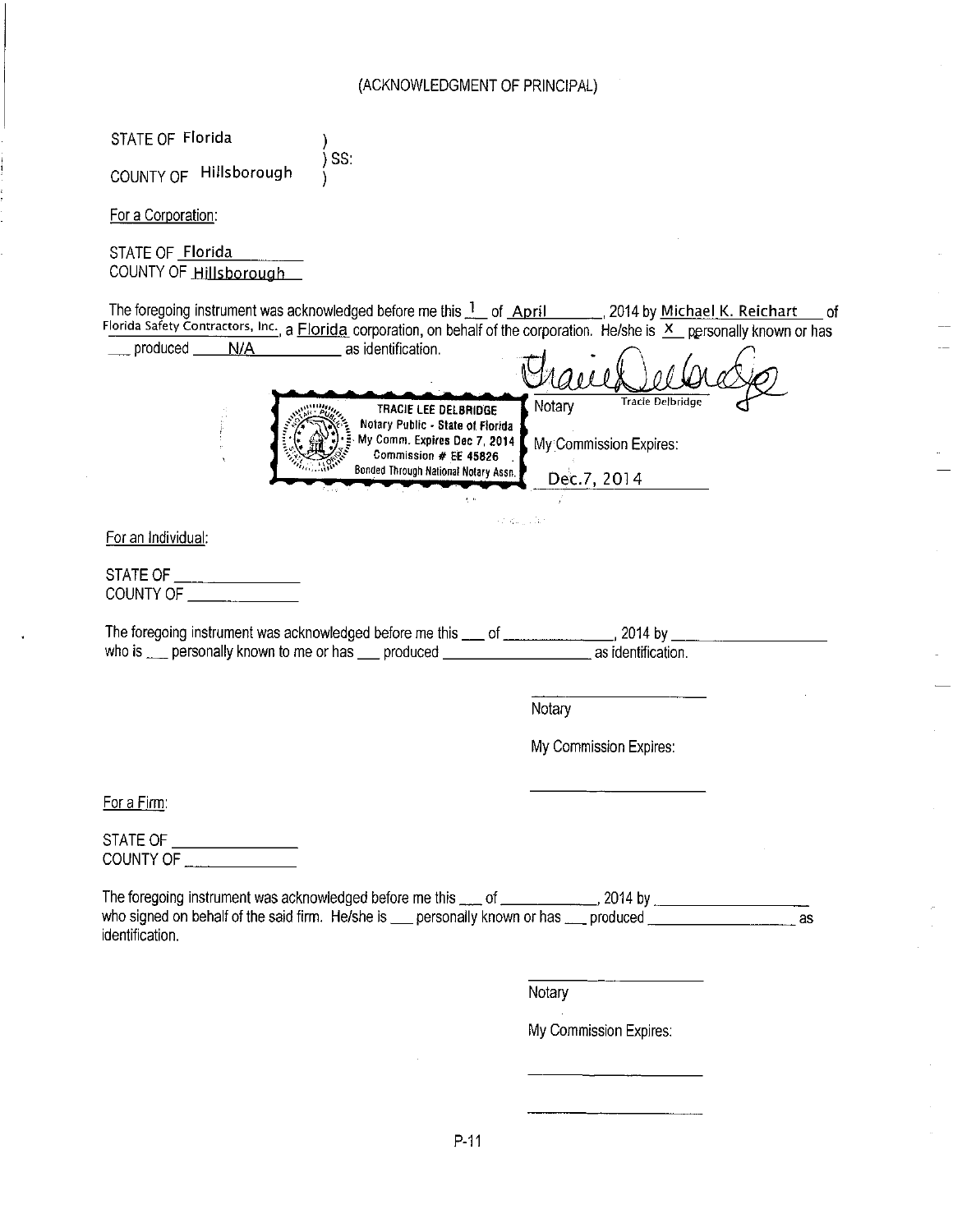(ACKNOWLEDGMENT OF PRINCIPAL)

STATE OF Florida )
) SS:
COUNTY OF Hillsborough )

For a Corporation:

STATE OF Florida
COUNTY OF Hillsborough

The foregoing instrument was acknowledged before me this 1 of April, 2014 by Michael K. Reichart of Florida Safety Contractors, Inc., a Florida corporation, on behalf of the corporation. He/she is X personally known or has ___ produced N/A as identification.

TRACIE LEE DELBRIDGE
Notary Public - State of Florida
My Comm. Expires Dec 7, 2014
Commission # EE 45826
Bonded Through National Notary Assn.

Notary Tracie Delbridge

My Commission Expires:

Dec.7, 2014

For an Individual:

STATE OF _______________
COUNTY OF _______________

The foregoing instrument was acknowledged before me this ___ of _______________, 2014 by _______________ who is ___ personally known to me or has ___ produced _______________ as identification.

_______________
Notary

My Commission Expires:

_______________

For a Firm:

STATE OF _______________
COUNTY OF _______________

The foregoing instrument was acknowledged before me this ___ of _______________, 2014 by _______________ who signed on behalf of the said firm. He/she is ___ personally known or has ___ produced _______________ as identification.

_______________
Notary

My Commission Expires:

_______________

_______________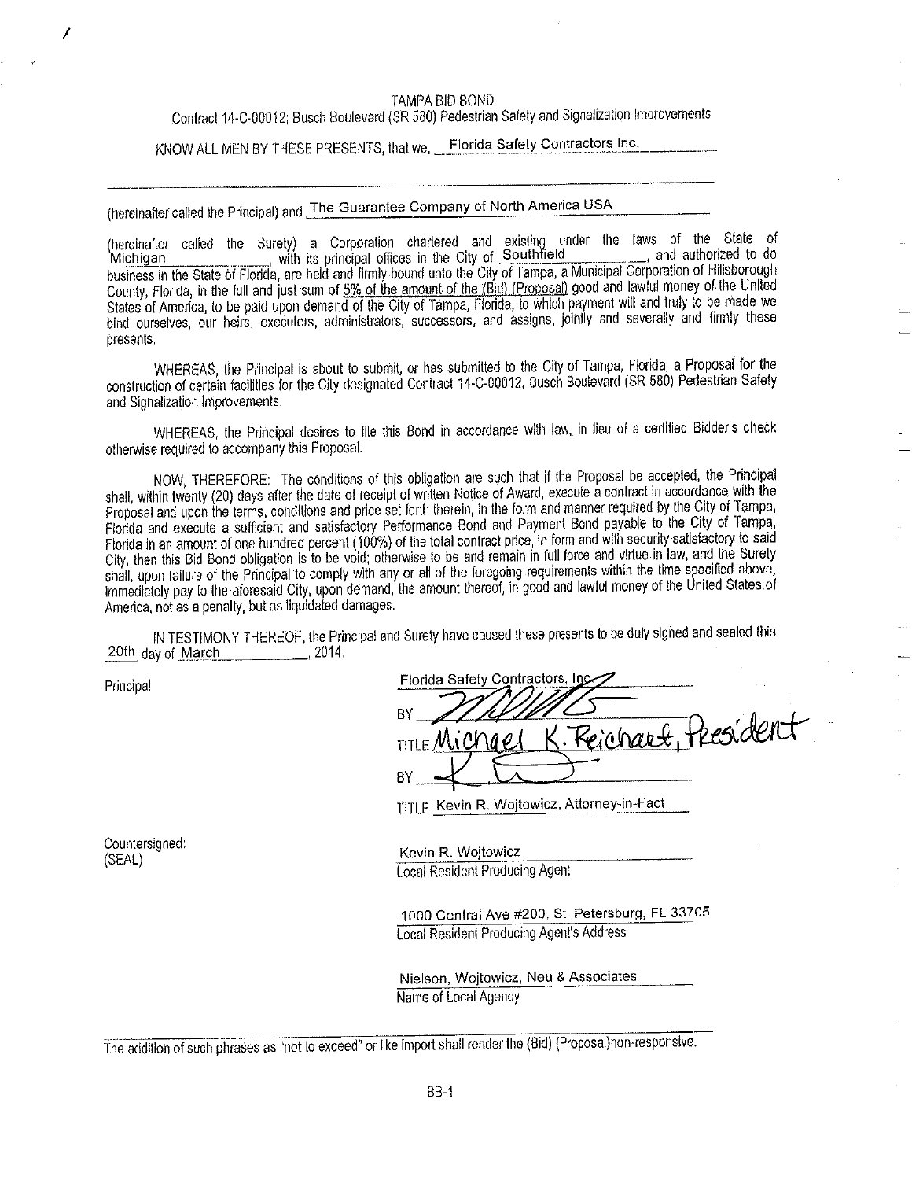# TAMPA BID BOND

Contract 14-C-00012; Busch Boulevard (SR 580) Pedestrian Safety and Signalization Improvements

KNOW ALL MEN BY THESE PRESENTS, that we, Florida Safety Contractors Inc.

(hereinafter called the Principal) and The Guarantee Company of North America USA

(hereinafter called the Surety) a Corporation chartered and existing under the laws of the State of Michigan, with its principal offices in the City of Southfield, and authorized to do business in the State of Florida, are held and firmly bound unto the City of Tampa, a Municipal Corporation of Hillsborough County, Florida, in the full and just sum of 5% of the amount of the (Bid) (Proposal) good and lawful money of the United States of America, to be paid upon demand of the City of Tampa, Florida, to which payment will and truly to be made we bind ourselves, our heirs, executors, administrators, successors, and assigns, jointly and severally and firmly these presents.

WHEREAS, the Principal is about to submit, or has submitted to the City of Tampa, Florida, a Proposal for the construction of certain facilities for the City designated Contract 14-C-00012, Busch Boulevard (SR 580) Pedestrian Safety and Signalization Improvements.

WHEREAS, the Principal desires to file this Bond in accordance with law, in lieu of a certified Bidder's check otherwise required to accompany this Proposal.

NOW, THEREFORE: The conditions of this obligation are such that if the Proposal be accepted, the Principal shall, within twenty (20) days after the date of receipt of written Notice of Award, execute a contract in accordance with the Proposal and upon the terms, conditions and price set forth therein, in the form and manner required by the City of Tampa, Florida and execute a sufficient and satisfactory Performance Bond and Payment Bond payable to the City of Tampa, Florida in an amount of one hundred percent (100%) of the total contract price, in form and with security satisfactory to said City, then this Bid Bond obligation is to be void; otherwise to be and remain in full force and virtue in law, and the Surety shall, upon failure of the Principal to comply with any or all of the foregoing requirements within the time specified above, immediately pay to the aforesaid City, upon demand, the amount thereof, in good and lawful money of the United States of America, not as a penalty, but as liquidated damages.

IN TESTIMONY THEREOF, the Principal and Surety have caused these presents to be duly signed and sealed this 20th day of March, 2014.

Principal

Florida Safety Contractors, Inc.

BY ____________

TITLE Michael K. Reichart, President

BY ____________

TITLE Kevin R. Wojtowicz, Attorney-in-Fact

Countersigned:
(SEAL)

Kevin R. Wojtowicz
Local Resident Producing Agent

1000 Central Ave #200, St. Petersburg, FL 33705
Local Resident Producing Agent's Address

Nielson, Wojtowicz, Neu & Associates
Name of Local Agency

The addition of such phrases as "not to exceed" or like import shall render the (Bid) (Proposal)non-responsive.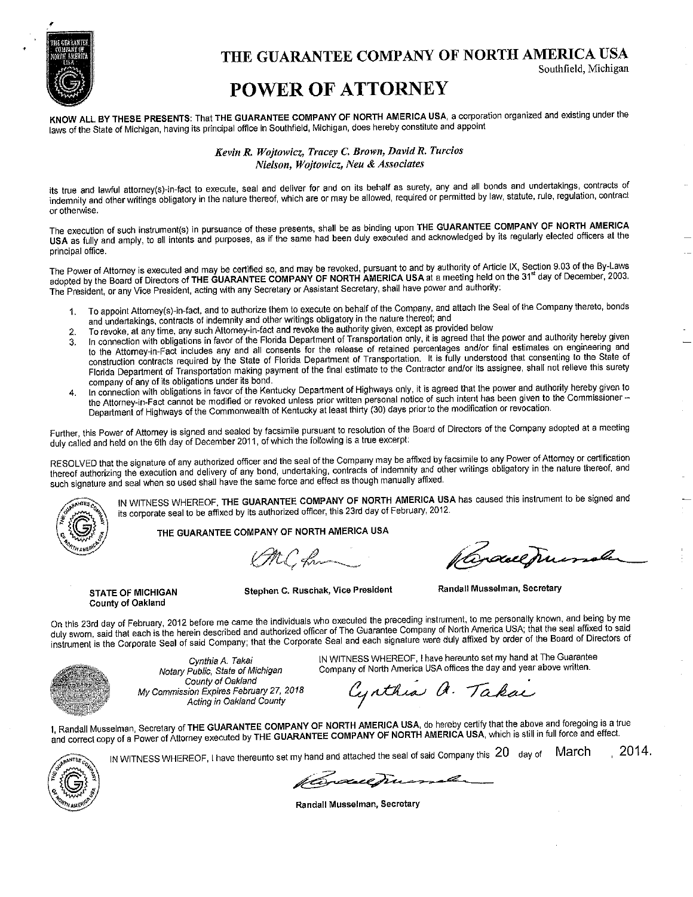# THE GUARANTEE COMPANY OF NORTH AMERICA USA

Southfield, Michigan

# POWER OF ATTORNEY

**KNOW ALL BY THESE PRESENTS:** That **THE GUARANTEE COMPANY OF NORTH AMERICA USA**, a corporation organized and existing under the laws of the State of Michigan, having its principal office in Southfield, Michigan, does hereby constitute and appoint

*Kevin R. Wojtowicz, Tracey C. Brown, David R. Turcios*
*Nielson, Wojtowicz, Neu & Associates*

its true and lawful attorney(s)-in-fact to execute, seal and deliver for and on its behalf as surety, any and all bonds and undertakings, contracts of indemnity and other writings obligatory in the nature thereof, which are or may be allowed, required or permitted by law, statute, rule, regulation, contract or otherwise.

The execution of such instrument(s) in pursuance of these presents, shall be as binding upon **THE GUARANTEE COMPANY OF NORTH AMERICA USA** as fully and amply, to all intents and purposes, as if the same had been duly executed and acknowledged by its regularly elected officers at the principal office.

The Power of Attorney is executed and may be certified so, and may be revoked, pursuant to and by authority of Article IX, Section 9.03 of the By-Laws adopted by the Board of Directors of **THE GUARANTEE COMPANY OF NORTH AMERICA USA** at a meeting held on the 31st day of December, 2003. The President, or any Vice President, acting with any Secretary or Assistant Secretary, shall have power and authority:

1. To appoint Attorney(s)-in-fact, and to authorize them to execute on behalf of the Company, and attach the Seal of the Company thereto, bonds and undertakings, contracts of indemnity and other writings obligatory in the nature thereof; and
2. To revoke, at any time, any such Attorney-in-fact and revoke the authority given, except as provided below
3. In connection with obligations in favor of the Florida Department of Transportation only, it is agreed that the power and authority hereby given to the Attorney-in-Fact includes any and all consents for the release of retained percentages and/or final estimates on engineering and construction contracts required by the State of Florida Department of Transportation. It is fully understood that consenting to the State of Florida Department of Transportation making payment of the final estimate to the Contractor and/or its assignee, shall not relieve this surety company of any of its obligations under its bond.
4. In connection with obligations in favor of the Kentucky Department of Highways only, it is agreed that the power and authority hereby given to the Attorney-in-Fact cannot be modified or revoked unless prior written personal notice of such intent has been given to the Commissioner – Department of Highways of the Commonwealth of Kentucky at least thirty (30) days prior to the modification or revocation.

Further, this Power of Attorney is signed and sealed by facsimile pursuant to resolution of the Board of Directors of the Company adopted at a meeting duly called and held on the 6th day of December 2011, of which the following is a true excerpt:

RESOLVED that the signature of any authorized officer and the seal of the Company may be affixed by facsimile to any Power of Attorney or certification thereof authorizing the execution and delivery of any bond, undertaking, contracts of indemnity and other writings obligatory in the nature thereof, and such signature and seal when so used shall have the same force and effect as though manually affixed.

IN WITNESS WHEREOF, **THE GUARANTEE COMPANY OF NORTH AMERICA USA** has caused this instrument to be signed and its corporate seal to be affixed by its authorized officer, this 23rd day of February, 2012.

**THE GUARANTEE COMPANY OF NORTH AMERICA USA**

**STATE OF MICHIGAN**
**County of Oakland**

**Stephen C. Ruschak, Vice President** **Randall Musselman, Secretary**

On this 23rd day of February, 2012 before me came the individuals who executed the preceding instrument, to me personally known, and being by me duly sworn, said that each is the herein described and authorized officer of The Guarantee Company of North America USA; that the seal affixed to said instrument is the Corporate Seal of said Company; that the Corporate Seal and each signature were duly affixed by order of the Board of Directors of

*Cynthia A. Takai*
*Notary Public, State of Michigan*
*County of Oakland*
*My Commission Expires February 27, 2018*
*Acting in Oakland County*

IN WITNESS WHEREOF, I have hereunto set my hand at The Guarantee Company of North America USA offices the day and year above written.

I, Randall Musselman, Secretary of **THE GUARANTEE COMPANY OF NORTH AMERICA USA**, do hereby certify that the above and foregoing is a true and correct copy of a Power of Attorney executed by **THE GUARANTEE COMPANY OF NORTH AMERICA USA**, which is still in full force and effect.

IN WITNESS WHEREOF, I have thereunto set my hand and attached the seal of said Company this 20 day of March, 2014.

**Randall Musselman, Secretary**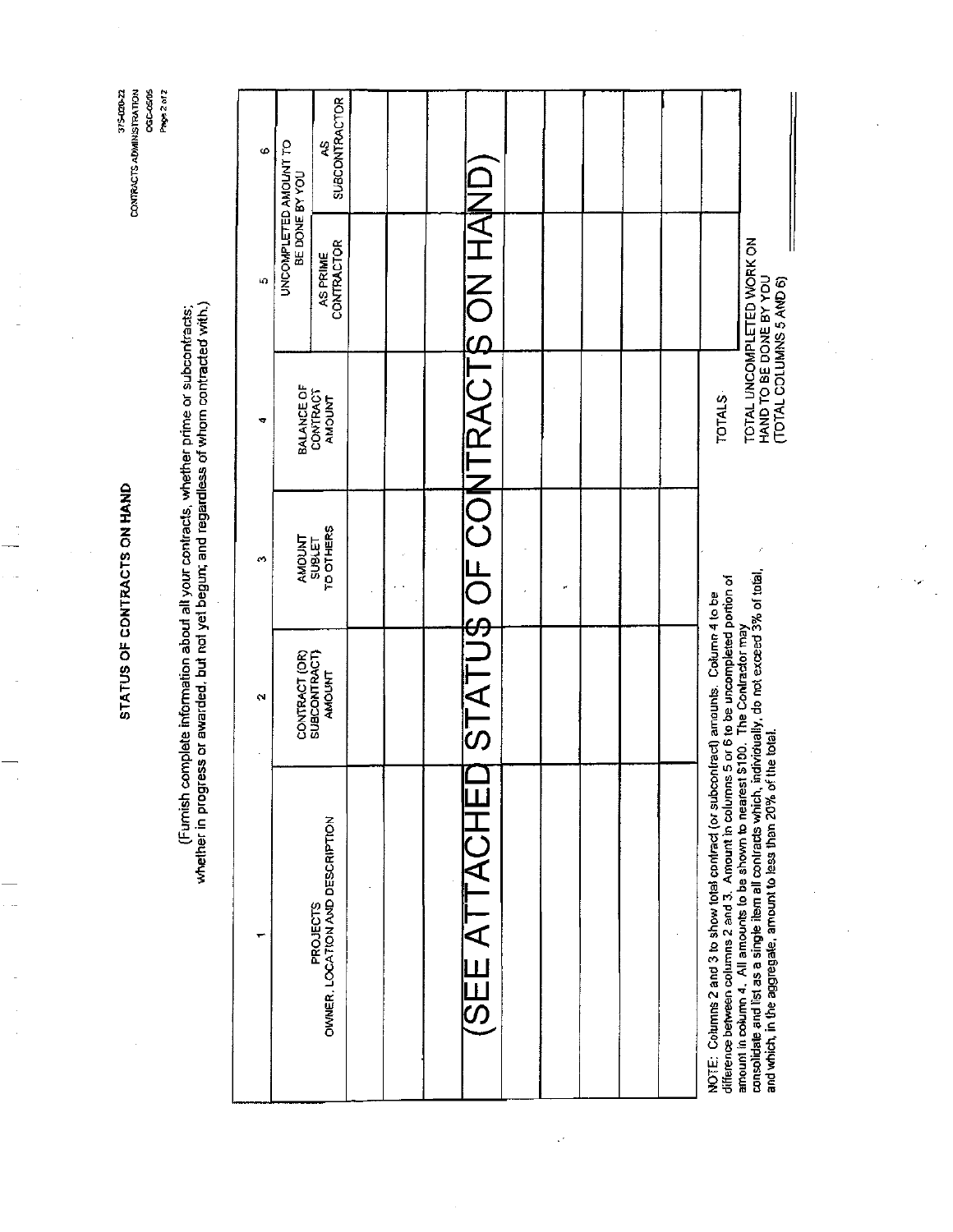375-020-22
CONTRACTS ADMINISTRATION
OGC-05/05
Page 2 of 2

## STATUS OF CONTRACTS ON HAND

(Furnish complete information about all your contracts, whether prime or subcontracts; whether in progress or awarded, but not yet begun; and regardless of whom contracted with.)

| 1 | 2 | 3 | 4 | 5 | 6 |
|---|---|---|---|---|---|
| PROJECTS OWNER, LOCATION AND DESCRIPTION | CONTRACT (OR) SUBCONTRACT) AMOUNT | AMOUNT SUBLET TO OTHERS | BALANCE OF CONTRACT AMOUNT | UNCOMPLETED AMOUNT TO BE DONE BY YOU | |
| | | | | AS PRIME CONTRACTOR | AS SUBCONTRACTOR |
| | | | | | |
| | | | | | |
| (SEE ATTACHED STATUS OF CONTRACTS ON HAND) | | | | | |
| | | | | | |
| | | | | | |
| | | | | | |
| | | | | | |
| | | | | | |
| | | | TOTALS | | |

NOTE: Columns 2 and 3 to show total contract (or subcontract) amounts. Column 4 to be difference between columns 2 and 3. Amount in columns 5 or 6 to be uncompleted portion of amount in column 4. All amounts to be shown to nearest $100. The Contractor may consolidate and list as a single item all contracts which, individually, do not exceed 3% of total, and which, in the aggregate, amount to less than 20% of the total.

TOTAL UNCOMPLETED WORK ON HAND TO BE DONE BY YOU (TOTAL COLUMNS 5 AND 6) ________________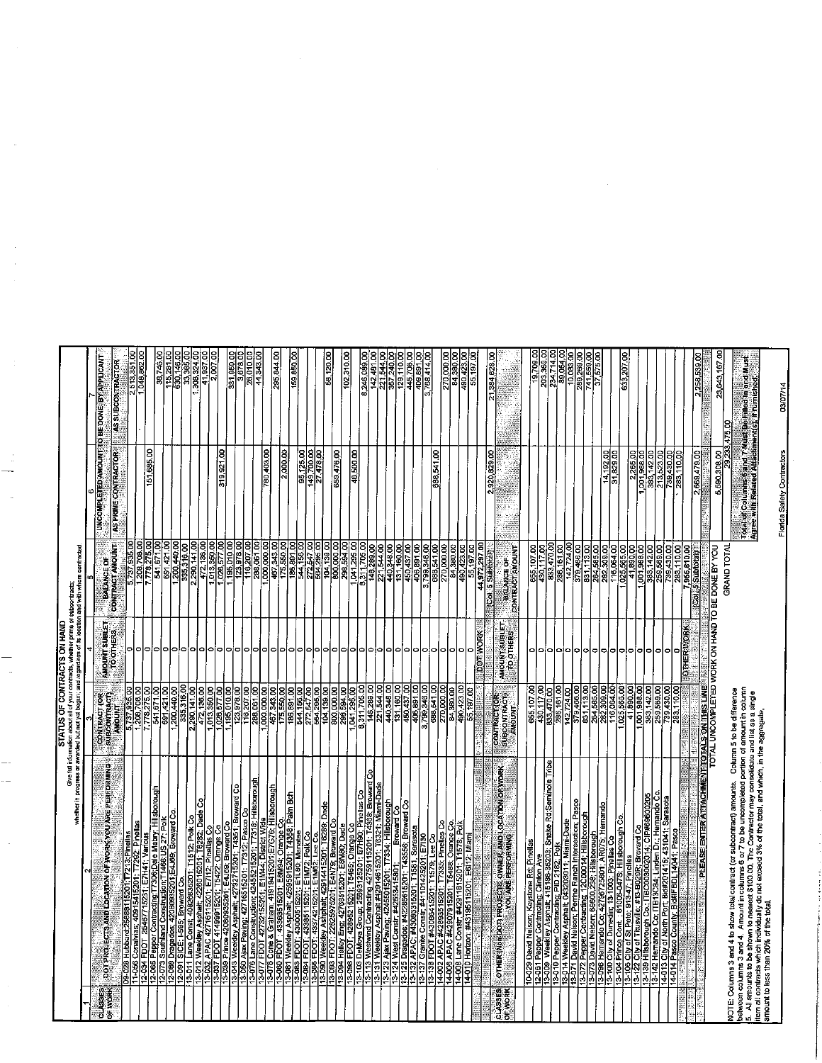# STATUS OF CONTRACTS ON HAND

Give full information about all of your contracts, whether prime or subcontracts, whether in progress or awarded but not yet begun; and regardless of its location and with whom contracted.

| 1 | 2 | 3 | 4 | 5 | 6 | |
|---|---|---|---|---|---|---|
| CLASSES OF WORK | DOT PROJECTS AND LOCATION OF WORK YOU ARE PERFORMING | CONTRACT (OR SUBCONTRACT) AMOUNT | AMOUNT SUBLET TO OTHERS | BALANCE OF CONTRACT AMOUNT | UNCOMPLETED AMOUNT TO BE DONE BY APPLICANT | |
| | | | | | AS PRIME CONTRACTOR | AS SUBCONTRACTOR |
| | 09-028 Hubbard;25688115201;T7213;Pinellas | 5,737,935.00 | 0 | 5,737,935.00 | | 2,513,351.00 |
| | 11-056 Conalvias; 40915415201; T7292; Pinellas | 1,209,708.00 | 0 | 1,209,708.00 | | 1,048,862.00 |
| | 12-034 FDOT 25487715231; E7I41; Various | 7,778,275.00 | 0 | 7,778,275.00 | 151,685.00 | |
| | 12-065 Pepper Contracting;T7306;Dale Mabry; Hillsborough | 541,671.00 | 0 | 541,671.00 | | 38,746.00 |
| | 12-073 Southland Construction;T1468;US 27; Polk | 691,421.00 | 0 | 691,421.00 | | 115,291.00 |
| | 12-088 Dragados; 42080935201;E4J69; Broward Co. | 1,200,440.00 | 0 | 1,200,440.00 | | 630,146.00 |
| | 12-091 SICE; I-595; Broward Co. | 335,316.00 | 0 | 335,316.00 | | 33,365.00 |
| | 13-011 Lane Const; 40806835201; T1512; Polk Co | 2,290,141.00 | 0 | 2,290,141.00 | | 1,308,324.00 |
| | 13-012 Weekley Asphalt; 42801 5201; T6282; Dade Co | 472,136.00 | 0 | 472,136.00 | | 41,937.00 |
| | 13-032 APAC 42761 ; T7312; Pinellas Co | 1,013,350.00 | 0 | 1,013,350.00 | | 2,007.00 |
| | 13-037 FDOT 41499615201; T5422; Orange Co | 1,026,577.00 | 0 | 1,026,577.00 | 319,921.00 | |
| | 13-039 Prince 42080935201; E4J69; Broward Co | 1,195,010.00 | 0 | 1,195,010.00 | | 331,659.00 |
| | 13-045 Weekley Asphalt; 42792715201; T4351; Broward Co | 123,978.00 | 0 | 123,978.00 | | 3,878.00 |
| | 13-050 Ajax Paving; 42716515201; T7312; Pasco Co | 119,207.00 | 0 | 119,207.00 | | 26,010.00 |
| | 13-076 Lane Construction; 42455215201; T7318; Hillsborough | 288,061.00 | 0 | 288,061.00 | | 44,343.00 |
| | 13-077 FDOT 42732155201; E1M44; District Wide | 1,000,000.00 | 0 | 1,000,000.00 | 780,403.00 | |
| | 13-078 Cone & Graham; 41919415201;E7C76; Hillsborough | 467,343.00 | 0 | 467,343.00 | | 295,844.00 |
| | 13-080 FDOT 43368515201; E6M94; Orange Co | 175,550.00 | 0 | 175,550.00 | 2,000.00 | |
| | 13-081 Weekley Asphalt 42589515201; T4358; Palm Bch | 186,891.00 | 0 | 186,891.00 | | 159,650.00 |
| | 13-083 FDOT 43006515201; E1L80; Manatee | 544,156.00 | 0 | 544,156.00 | 95,125.00 | |
| | 13-084 FDOT 43389115201; E1M70; Polk Co | 272,547.00 | 0 | 272,547.00 | 149,700.00 | |
| | 13-086 FDOT 43374215201; E1M62; Lee Co | 564,295.00 | 0 | 564,295.00 | 27,478.00 | |
| | 13-090 Weekley Asphalt; 42914415201; T6289; Dade | 104,139.00 | 0 | 104,139.00 | | 58,120.00 |
| | 13-093 FDOT 22825975201; E4N79; Broward Co | 800,000.00 | 0 | 800,000.00 | 659,478.00 | |
| | 13-094 Halley Eng; 42768515201; E6M90; Dade | 298,594.00 | 0 | 298,594.00 | | 102,310.00 |
| | 13-098 FDOT 42895215201; T5465; Orange Co | 1,041,295.00 | 0 | 1,041,295.00 | 46,500.00 | |
| | 13-103 DeMoya Group; 25593125201; E7I90; Pinellas Co | 8,311,705.00 | 0 | 8,311,705.00 | | 8,246,089.00 |
| | 13-113 Westwind Contracting 42759115201; T4358; Broward Co | 148,289.00 | 0 | 148,289.00 | | 142,461.00 |
| | 13-121 Weekley Asphalt #42914515201; T6321; Miami-Dade | 221,544.00 | 0 | 221,544.00 | | 221,544.00 |
| | 13-123 Ajax Paving #42450162; T7334; Hillsborough | 440,348.00 | 0 | 440,348.00 | | 357,240.00 |
| | 13-124 West Const. #42955415801; Broward Co | 131,160.00 | 0 | 131,160.00 | | 129,110.00 |
| | 13-125 Dragados; #42286615201; T4356; Broward Co | 450,437.00 | 0 | 450,437.00 | | 445,706.00 |
| | 13-132 APAC #43096315201; T1581; Sarasota | 408,891.00 | 0 | 408,891.00 | | 409,891.00 |
| | 13-137 Granite Constr; #41101425201; E7I30 | 3,799,346.00 | 0 | 3,799,346.00 | | 3,768,414.00 |
| | 13-138 FDOT #43086415201; T1579; Lee Co | 688,541.00 | 0 | 688,541.00 | 688,541.00 | |
| | 14-002 APAC #42893515201; T7335; Pinellas Co | 270,000.00 | 0 | 270,000.00 | | 270,000.00 |
| | 14-006 APAC #42907915201; T5488; Orange Co | 84,380.00 | 0 | 84,380.00 | | 84,380.00 |
| | 14-008 Lane Constr #42911815201; T1578; Polk | 490,423.00 | 0 | 490,423.00 | | 490,423.00 |
| | 14-010 Horizon; #43195115201; E6I12; Miami | 55,197.00 | 0 | 55,197.00 | | 55,197.00 |
| | | | DOT WORK | (Col. 5 Subtotal) 44,972,297.00 | 2,920,829.00 | 21,384,628.00 |
| CLASSES OF WORK | OTHER (NON-DOT) PROJECTS, OWNER, AND LOCATION OF WORK YOU ARE PERFORMING | CONTRACT (OR SUBCONTRACT) AMOUNT | AMOUNT SUBLET TO OTHERS | BALANCE OF CONTRACT AMOUNT | | |
| | 10-029 David Nelson; Keystone Rd; Pinellas | 655,107.00 | 0 | 655,107.00 | | 19,709.00 |
| | 12-051 Pepper Contracting; Clinton Ave | 430,117.00 | 0 | 430,117.00 | | 203,369.00 |
| | 13-009 Weekley Asphalt; 415186-35203; Snake Rd; Seminole Tribe | 833,470.00 | 0 | 833,470.00 | | 234,714.00 |
| | 13-010 Pepper Contracting; PID 2182; Polk | 286,161.00 | 0 | 286,161.00 | | 89,064.00 |
| | 13-014 Weekley Asphalt; 04820011; Miami-Dade | 142,724.00 | 0 | 142,724.00 | | 10,083.00 |
| | 13-071 David Nelson; Pierce Ranch Interchange; Pasco | 379,466.00 | 0 | 379,466.00 | | 269,269.00 |
| | 13-072 Pepper Contracting; 12C00014; Hillsborough | 831,113.00 | 0 | 831,113.00 | | 741,559.00 |
| | 13-073 David Nelson; 69800.238; Hillsborough | 264,585.00 | 0 | 264,585.00 | | 37,575.00 |
| | 13-096 Hernando Co; 42787 25801; AR075; Hernando | 282,309.00 | 0 | 282,309.00 | 14,192.00 | |
| | 13-100 City of Dunedin; 13-1003; Pinellas Co | 116,064.00 | 0 | 116,064.00 | 31,829.00 | |
| | 13-104 Prince Cont.; 61005-0478; Hillsborough Co | 1,025,565.00 | 0 | 1,025,565.00 | | 633,207.00 |
| | 13-106 City of St Pete; 913-47; Pinellas | 41,890.00 | 0 | 41,890.00 | 2,265.00 | |
| | 13-122 City of Titusville; #13-B029R; Brevard Co | 1,001,998.00 | 0 | 1,001,998.00 | 1,001,998.00 | |
| | 13-139 Hillsborough Co; ITB10044; CIP#69600205 | 383,142.00 | 0 | 383,142.00 | 383,142.00 | |
| | 13-142 Hernando Co; ITB13C84; Linden Dr; Hernando Co | 259,569.00 | 0 | 259,569.00 | 213,523.00 | |
| | 14-013 City of North Port; #2014-15; 431041; Sarasota | 739,430.00 | 0 | 739,430.00 | 739,430.00 | |
| | 14-014 Pasco County; BC#FEO14041; Pasco | 283,110.00 | 0 | 283,110.00 | 283,110.00 | |
| | | | OTHER WORK | (Col. 5 Subtotal) 7,965,810.00 | 2,669,479.00 | 2,258,539.00 |
| | PLEASE ENTER ATTACHMENT TOTALS ON THIS LINE | | | | | |
| | TOTAL UNCOMPLETED WORK ON HAND TO BE DONE BY YOU | | | GRAND TOTAL | 5,590,308.00 | 23,643,167.00 |
| | | | | | 29,233,475.00 | |

Total of Columns 6 and 7 Must Be Filled in and Must Agree with Related Attachment(s), if furnished.

NOTE: Columns 3 and 4 to show total contract (or subcontract) amounts. Column 5 to be difference between columns 3 and 4. Amount in columns 6 or 7 to be uncompleted portion of amount in column 5. All amounts to be shown to nearest $100.00. The Contractor may consolidate and list as a single item all contracts which individually do not exceed 3% of the total, and which, in the aggregate, amount to less than 20% of the total.

Florida Safety Contractors 03/07/14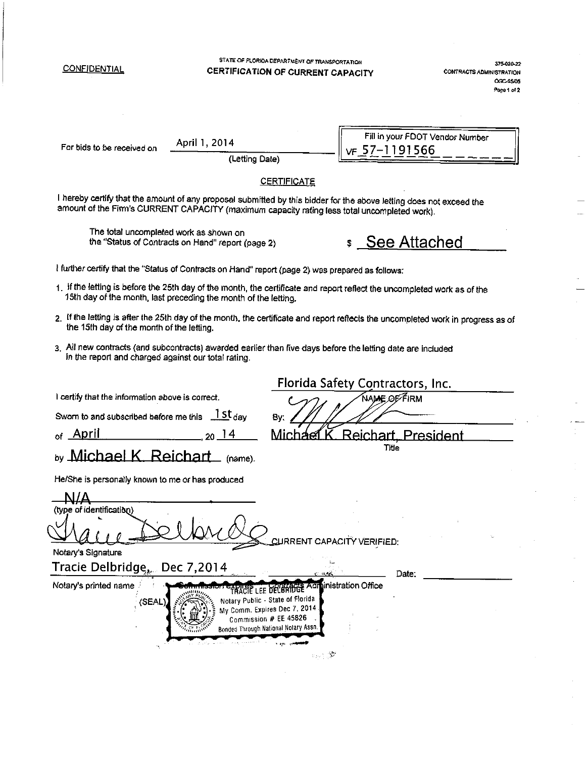CONFIDENTIAL

STATE OF FLORIDA DEPARTMENT OF TRANSPORTATION

# CERTIFICATION OF CURRENT CAPACITY

375-020-22
CONTRACTS ADMINISTRATION
OGC-05/05
Page 1 of 2

For bids to be received on April 1, 2014
(Letting Date)

Fill in your FDOT Vendor Number
VF 57-1191566

## CERTIFICATE

I hereby certify that the amount of any proposal submitted by this bidder for the above letting does not exceed the amount of the Firm's CURRENT CAPACITY (maximum capacity rating less total uncompleted work).

The total uncompleted work as shown on the "Status of Contracts on Hand" report (page 2) $ See Attached

I further certify that the "Status of Contracts on Hand" report (page 2) was prepared as follows:

1. If the letting is before the 25th day of the month, the certificate and report reflect the uncompleted work as of the 15th day of the month, last preceding the month of the letting.
2. If the letting is after the 25th day of the month, the certificate and report reflects the uncompleted work in progress as of the 15th day of the month of the letting.
3. All new contracts (and subcontracts) awarded earlier than five days before the letting date are included in the report and charged against our total rating.

I certify that the information above is correct.

Florida Safety Contractors, Inc.
NAME OF FIRM

Sworn to and subscribed before me this 1st day of April, 20 14 by Michael K. Reichart (name).

By: [signature]
Michael K. Reichart, President
Title

He/She is personally known to me or has produced N/A (type of identification)

[signature]
Notary's Signature

CURRENT CAPACITY VERIFIED:

Tracie Delbridge, Dec 7,2014
Notary's printed name

Date: ______

Commission expires Contracts Administration Office

(SEAL) TRACIE LEE DELBRIDGE
Notary Public - State of Florida
My Comm. Expires Dec 7, 2014
Commission # EE 45826
Bonded Through National Notary Assn.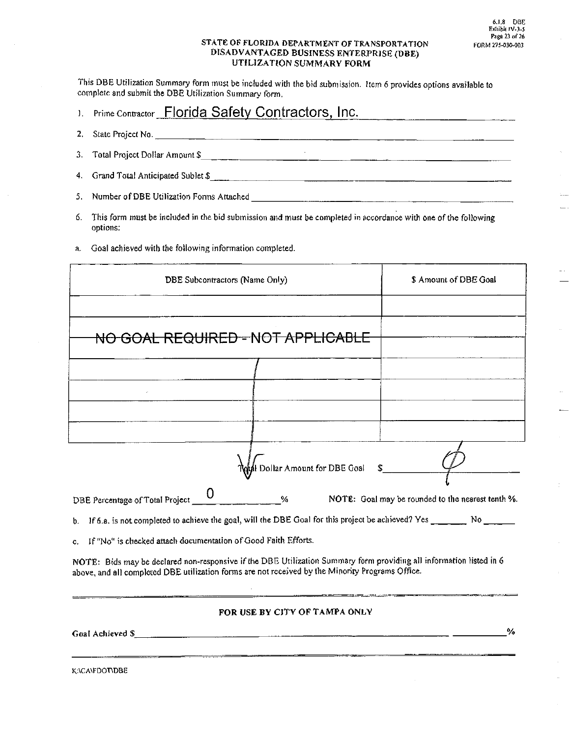6.1.8 DBE
Exhibit IV-3-5
Page 23 of 26
FORM 275-030-003

### STATE OF FLORIDA DEPARTMENT OF TRANSPORTATION
### DISADVANTAGED BUSINESS ENTERPRISE (DBE)
### UTILIZATION SUMMARY FORM

This DBE Utilization Summary form must be included with the bid submission. Item 6 provides options available to complete and submit the DBE Utilization Summary form.

1. Prime Contractor Florida Safety Contractors, Inc.
2. State Project No. \_\_\_\_\_\_\_\_\_\_
3. Total Project Dollar Amount $ \_\_\_\_\_\_\_\_\_\_
4. Grand Total Anticipated Sublet $ \_\_\_\_\_\_\_\_\_\_
5. Number of DBE Utilization Forms Attached \_\_\_\_\_\_\_\_\_\_
6. This form must be included in the bid submission and must be completed in accordance with one of the following options:

a. Goal achieved with the following information completed.

| DBE Subcontractors (Name Only) | $ Amount of DBE Goal |
|---|---|
| | |
| ~~NO GOAL REQUIRED - NOT APPLICABLE~~ | |
| | |
| | |
| | |
| | |

Total Dollar Amount for DBE Goal $ Ø

DBE Percentage of Total Project 0 %    **NOTE:** Goal may be rounded to the nearest tenth %.

b. If 6.a. is not completed to achieve the goal, will the DBE Goal for this project be achieved? Yes \_\_\_\_\_ No \_\_\_\_\_

c. If "No" is checked attach documentation of Good Faith Efforts.

NOTE: Bids may be declared non-responsive if the DBE Utilization Summary form providing all information listed in 6 above, and all completed DBE utilization forms are not received by the Minority Programs Office.

**FOR USE BY CITY OF TAMPA ONLY**

Goal Achieved $ \_\_\_\_\_\_\_\_\_\_ \_\_\_\_\_ %

K:\CA\FDOT\DBE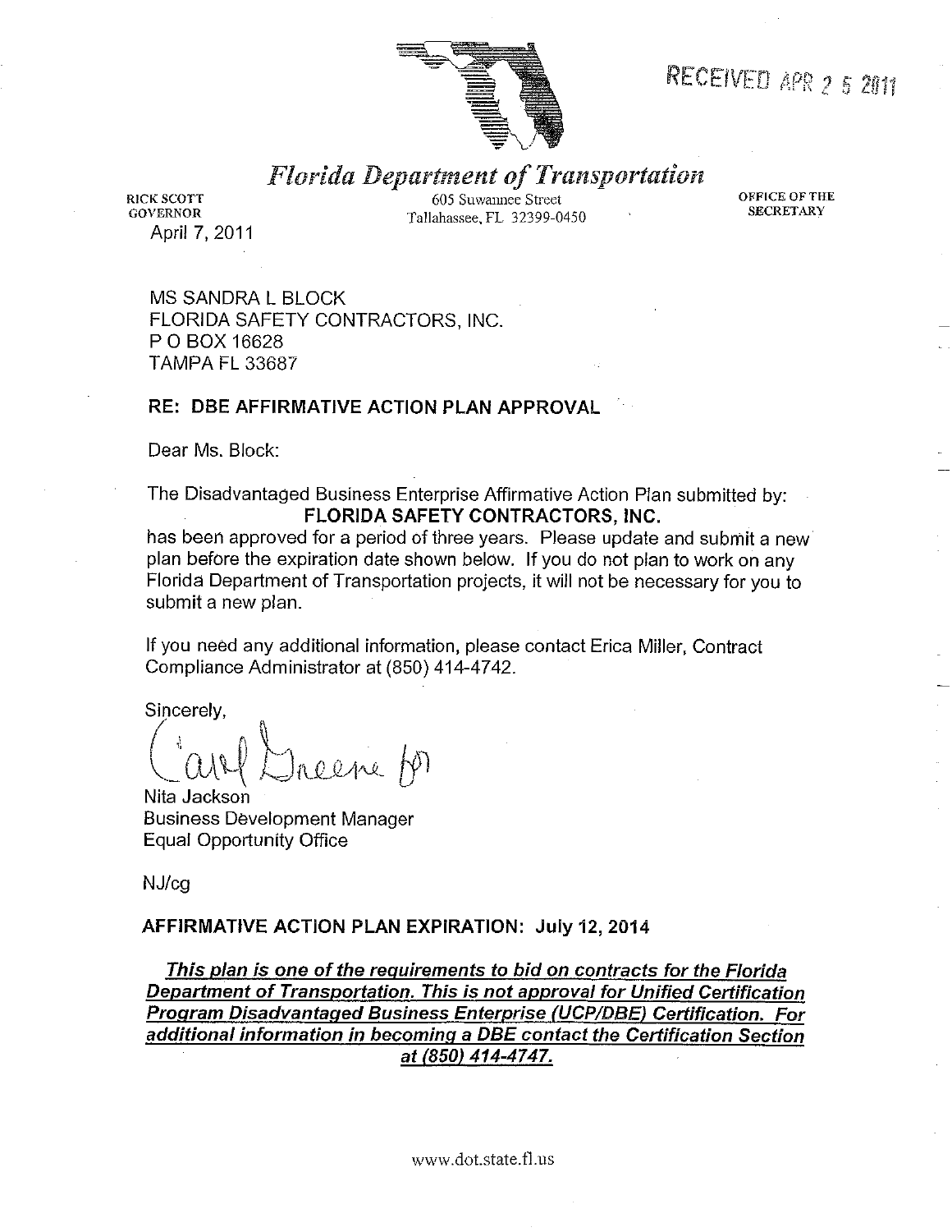RECEIVED APR 2 5 2011

# *Florida Department of Transportation*

RICK SCOTT
GOVERNOR

605 Suwannee Street
Tallahassee, FL 32399-0450

OFFICE OF THE
SECRETARY

April 7, 2011

MS SANDRA L BLOCK
FLORIDA SAFETY CONTRACTORS, INC.
P O BOX 16628
TAMPA FL 33687

**RE: DBE AFFIRMATIVE ACTION PLAN APPROVAL**

Dear Ms. Block:

The Disadvantaged Business Enterprise Affirmative Action Plan submitted by:
**FLORIDA SAFETY CONTRACTORS, INC.**
has been approved for a period of three years. Please update and submit a new plan before the expiration date shown below. If you do not plan to work on any Florida Department of Transportation projects, it will not be necessary for you to submit a new plan.

If you need any additional information, please contact Erica Miller, Contract Compliance Administrator at (850) 414-4742.

Sincerely,

Carol Greene for

Nita Jackson
Business Development Manager
Equal Opportunity Office

NJ/cg

**AFFIRMATIVE ACTION PLAN EXPIRATION: July 12, 2014**

***This plan is one of the requirements to bid on contracts for the Florida Department of Transportation. This is not approval for Unified Certification Program Disadvantaged Business Enterprise (UCP/DBE) Certification. For additional information in becoming a DBE contact the Certification Section at (850) 414-4747.***

www.dot.state.fl.us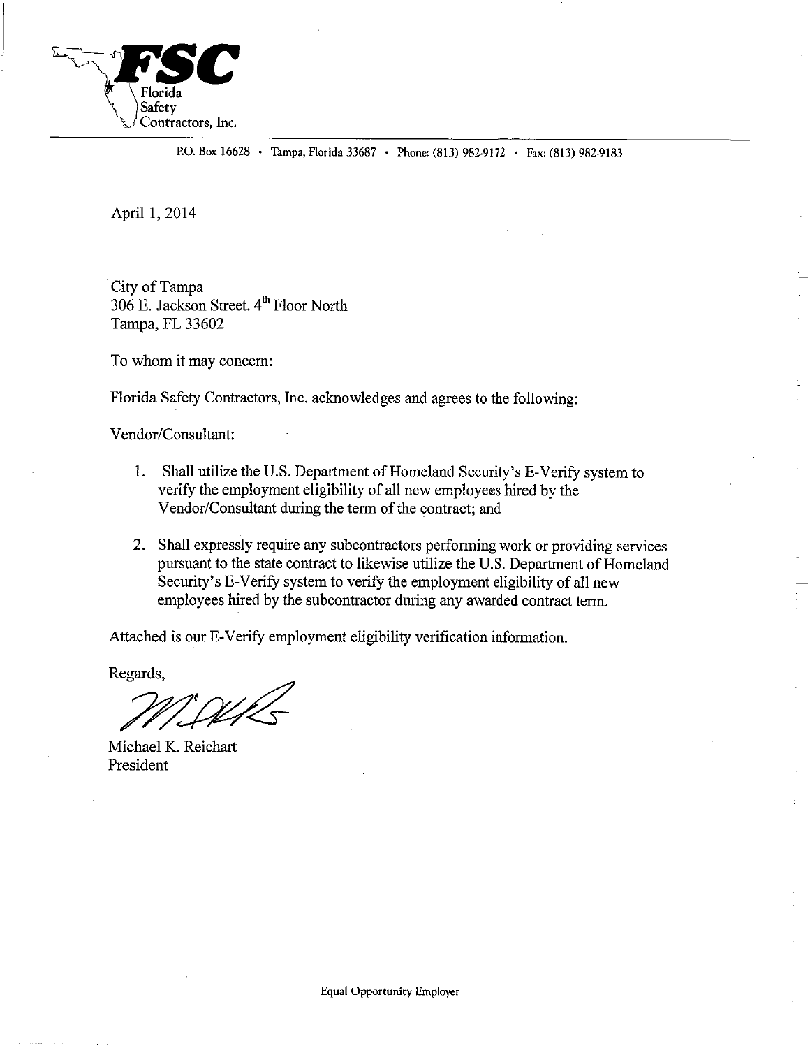**FSC**
Florida
Safety
Contractors, Inc.

P.O. Box 16628 • Tampa, Florida 33687 • Phone: (813) 982-9172 • Fax: (813) 982-9183

April 1, 2014

City of Tampa
306 E. Jackson Street. 4th Floor North
Tampa, FL 33602

To whom it may concern:

Florida Safety Contractors, Inc. acknowledges and agrees to the following:

Vendor/Consultant:

1. Shall utilize the U.S. Department of Homeland Security's E-Verify system to verify the employment eligibility of all new employees hired by the Vendor/Consultant during the term of the contract; and

2. Shall expressly require any subcontractors performing work or providing services pursuant to the state contract to likewise utilize the U.S. Department of Homeland Security's E-Verify system to verify the employment eligibility of all new employees hired by the subcontractor during any awarded contract term.

Attached is our E-Verify employment eligibility verification information.

Regards,

Michael K. Reichart
President

Equal Opportunity Employer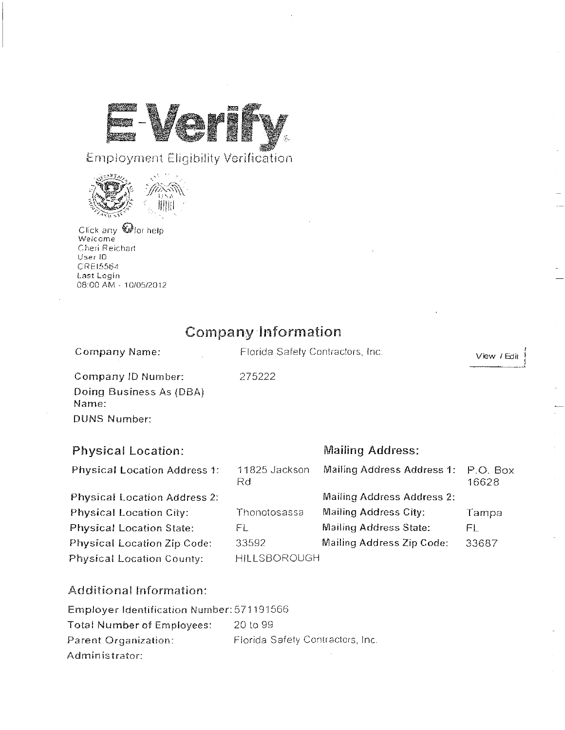# E-Verify

Employment Eligibility Verification

Click any ? for help
Welcome
Cheri Reichart
User ID
CREI5564
Last Login
08:00 AM - 10/05/2012

## Company Information

| | | |
|---|---|---|
| Company Name: | Florida Safety Contractors, Inc. | View / Edit |
| Company ID Number: | 275222 | |
| Doing Business As (DBA) Name: | | |
| DUNS Number: | | |

| Physical Location: | | Mailing Address: | |
|---|---|---|---|
| Physical Location Address 1: | 11825 Jackson Rd | Mailing Address Address 1: | P.O. Box 16628 |
| Physical Location Address 2: | | Mailing Address Address 2: | |
| Physical Location City: | Thonotosassa | Mailing Address City: | Tampa |
| Physical Location State: | FL | Mailing Address State: | FL |
| Physical Location Zip Code: | 33592 | Mailing Address Zip Code: | 33687 |
| Physical Location County: | HILLSBOROUGH | | |

### Additional Information:

| | |
|---|---|
| Employer Identification Number: | 571191566 |
| Total Number of Employees: | 20 to 99 |
| Parent Organization: | Florida Safety Contractors, Inc. |
| Administrator: | |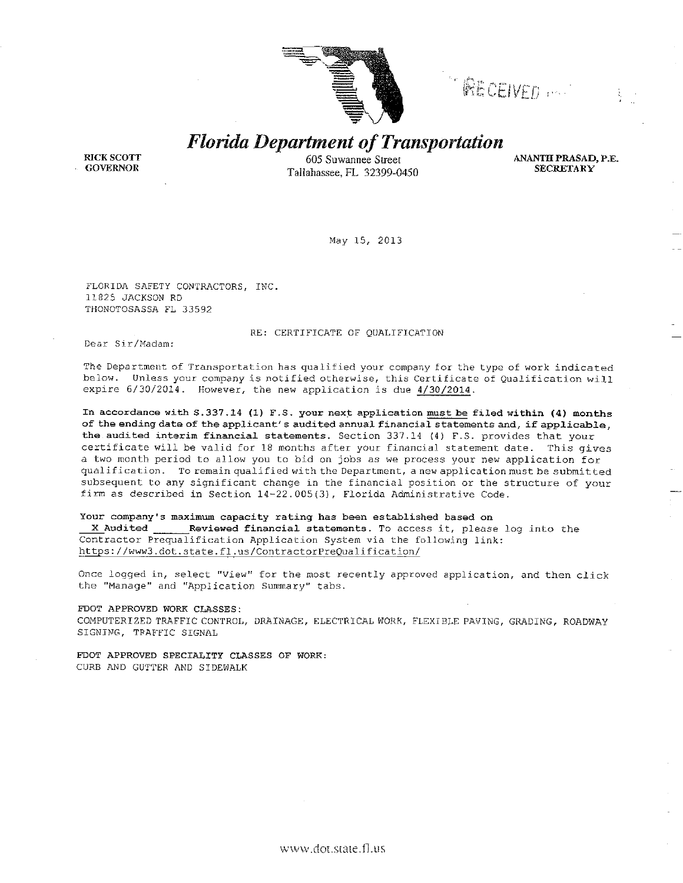RECEIVED

# *Florida Department of Transportation*

**RICK SCOTT**
**GOVERNOR**

605 Suwannee Street
Tallahassee, FL 32399-0450

**ANANTH PRASAD, P.E.**
**SECRETARY**

May 15, 2013

FLORIDA SAFETY CONTRACTORS, INC.
11825 JACKSON RD
THONOTOSASSA FL 33592

RE: CERTIFICATE OF QUALIFICATION

Dear Sir/Madam:

The Department of Transportation has qualified your company for the type of work indicated below. Unless your company is notified otherwise, this Certificate of Qualification will expire 6/30/2014. However, the new application is due 4/30/2014.

**In accordance with S.337.14 (1) F.S. your next application must be filed within (4) months of the ending date of the applicant's audited annual financial statements and, if applicable, the audited interim financial statements.** Section 337.14 (4) F.S. provides that your certificate will be valid for 18 months after your financial statement date. This gives a two month period to allow you to bid on jobs as we process your new application for qualification. To remain qualified with the Department, a new application must be submitted subsequent to any significant change in the financial position or the structure of your firm as described in Section 14-22.005(3), Florida Administrative Code.

**Your company's maximum capacity rating has been established based on**
**__X Audited ______Reviewed financial statements.** To access it, please log into the Contractor Prequalification Application System via the following link:
https://www3.dot.state.fl.us/ContractorPreQualification/

Once logged in, select "View" for the most recently approved application, and then click the "Manage" and "Application Summary" tabs.

FDOT APPROVED WORK CLASSES:
COMPUTERIZED TRAFFIC CONTROL, DRAINAGE, ELECTRICAL WORK, FLEXIBLE PAVING, GRADING, ROADWAY SIGNING, TRAFFIC SIGNAL

FDOT APPROVED SPECIALITY CLASSES OF WORK:
CURB AND GUTTER AND SIDEWALK

www.dot.state.fl.us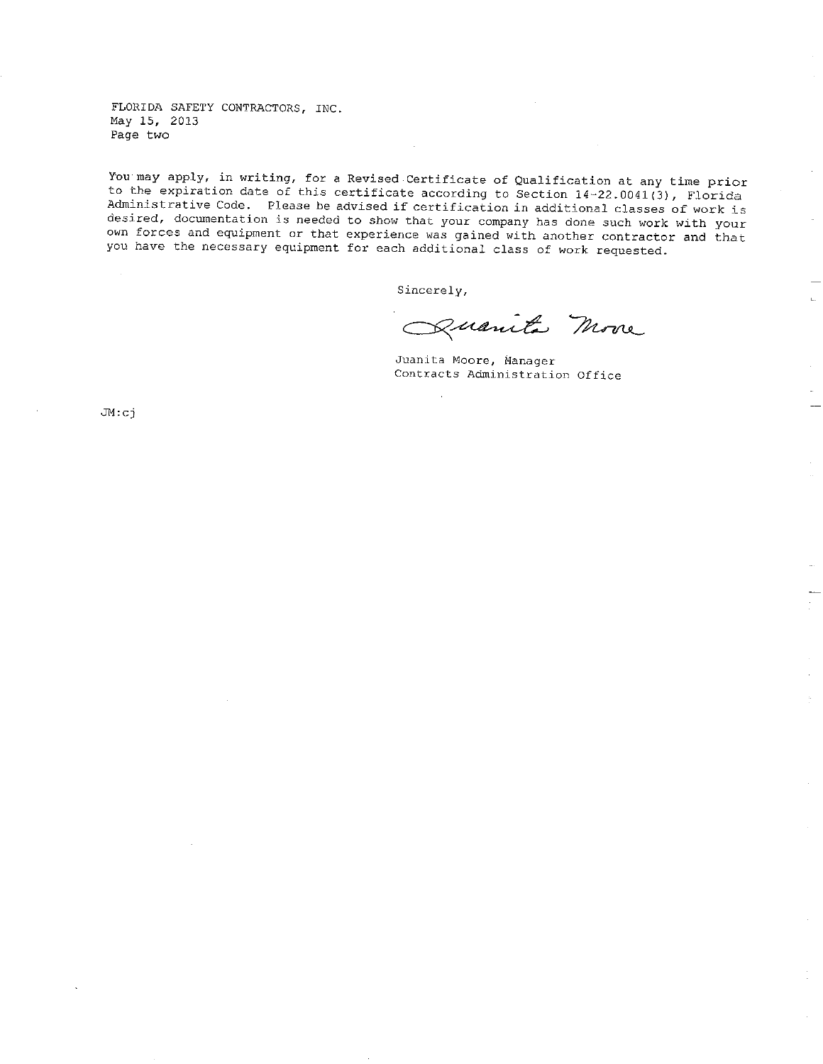FLORIDA SAFETY CONTRACTORS, INC.
May 15, 2013
Page two

You may apply, in writing, for a Revised Certificate of Qualification at any time prior to the expiration date of this certificate according to Section 14-22.0041(3), Florida Administrative Code. Please be advised if certification in additional classes of work is desired, documentation is needed to show that your company has done such work with your own forces and equipment or that experience was gained with another contractor and that you have the necessary equipment for each additional class of work requested.

Sincerely,

Juanita Moore

Juanita Moore, Manager
Contracts Administration Office

JM:cj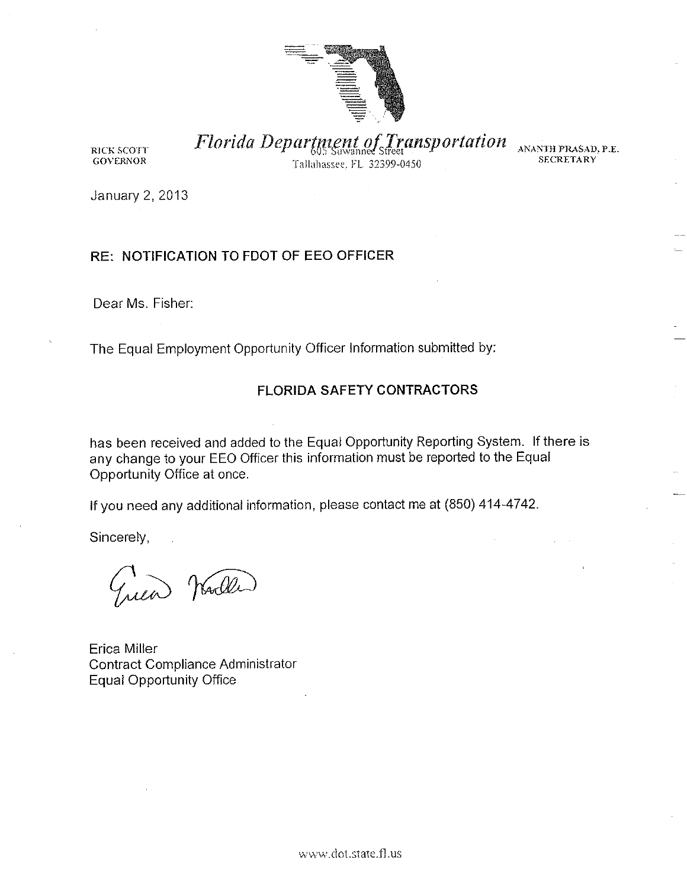RICK SCOTT
GOVERNOR

*Florida Department of Transportation*
605 Suwannee Street
Tallahassee, FL 32399-0450

ANANTH PRASAD, P.E.
SECRETARY

January 2, 2013

**RE: NOTIFICATION TO FDOT OF EEO OFFICER**

Dear Ms. Fisher:

The Equal Employment Opportunity Officer Information submitted by:

**FLORIDA SAFETY CONTRACTORS**

has been received and added to the Equal Opportunity Reporting System. If there is any change to your EEO Officer this information must be reported to the Equal Opportunity Office at once.

If you need any additional information, please contact me at (850) 414-4742.

Sincerely,

Erica Miller
Contract Compliance Administrator
Equal Opportunity Office

www.dot.state.fl.us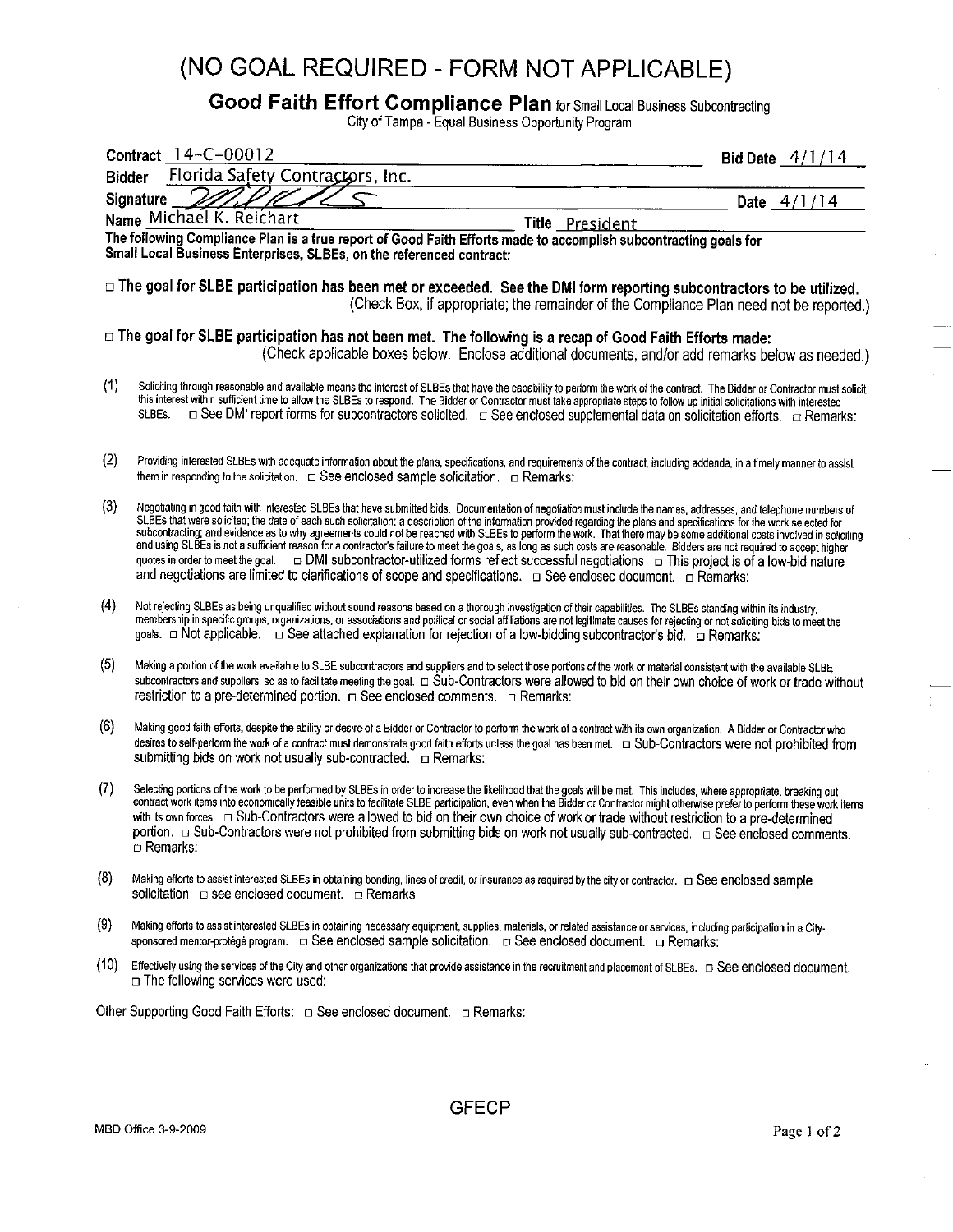# (NO GOAL REQUIRED - FORM NOT APPLICABLE)

## Good Faith Effort Compliance Plan for Small Local Business Subcontracting

City of Tampa - Equal Business Opportunity Program

**Contract** 14-C-00012 **Bid Date** 4/1/14

**Bidder** Florida Safety Contractors, Inc.

**Signature** _[signature]_ **Date** 4/1/14

**Name** Michael K. Reichart **Title** President

**The following Compliance Plan is a true report of Good Faith Efforts made to accomplish subcontracting goals for Small Local Business Enterprises, SLBEs, on the referenced contract:**

□ **The goal for SLBE participation has been met or exceeded. See the DMI form reporting subcontractors to be utilized.** (Check Box, if appropriate; the remainder of the Compliance Plan need not be reported.)

□ **The goal for SLBE participation has not been met. The following is a recap of Good Faith Efforts made:** (Check applicable boxes below. Enclose additional documents, and/or add remarks below as needed.)

(1) Soliciting through reasonable and available means the interest of SLBEs that have the capability to perform the work of the contract. The Bidder or Contractor must solicit this interest within sufficient time to allow the SLBEs to respond. The Bidder or Contractor must take appropriate steps to follow up initial solicitations with interested SLBEs. □ See DMI report forms for subcontractors solicited. □ See enclosed supplemental data on solicitation efforts. □ Remarks:

(2) Providing interested SLBEs with adequate information about the plans, specifications, and requirements of the contract, including addenda, in a timely manner to assist them in responding to the solicitation. □ See enclosed sample solicitation. □ Remarks:

(3) Negotiating in good faith with interested SLBEs that have submitted bids. Documentation of negotiation must include the names, addresses, and telephone numbers of SLBEs that were solicited; the date of each such solicitation; a description of the information provided regarding the plans and specifications for the work selected for subcontracting; and evidence as to why agreements could not be reached with SLBEs to perform the work. That there may be some additional costs involved in soliciting and using SLBEs is not a sufficient reason for a contractor's failure to meet the goals, as long as such costs are reasonable. Bidders are not required to accept higher quotes in order to meet the goal. □ DMI subcontractor-utilized forms reflect successful negotiations □ This project is of a low-bid nature and negotiations are limited to clarifications of scope and specifications. □ See enclosed document. □ Remarks:

(4) Not rejecting SLBEs as being unqualified without sound reasons based on a thorough investigation of their capabilities. The SLBEs standing within its industry, membership in specific groups, organizations, or associations and political or social affiliations are not legitimate causes for rejecting or not soliciting bids to meet the goals. □ Not applicable. □ See attached explanation for rejection of a low-bidding subcontractor's bid. □ Remarks:

(5) Making a portion of the work available to SLBE subcontractors and suppliers and to select those portions of the work or material consistent with the available SLBE subcontractors and suppliers, so as to facilitate meeting the goal. □ Sub-Contractors were allowed to bid on their own choice of work or trade without restriction to a pre-determined portion. □ See enclosed comments. □ Remarks:

(6) Making good faith efforts, despite the ability or desire of a Bidder or Contractor to perform the work of a contract with its own organization. A Bidder or Contractor who desires to self-perform the work of a contract must demonstrate good faith efforts unless the goal has been met. □ Sub-Contractors were not prohibited from submitting bids on work not usually sub-contracted. □ Remarks:

(7) Selecting portions of the work to be performed by SLBEs in order to increase the likelihood that the goals will be met. This includes, where appropriate, breaking out contract work items into economically feasible units to facilitate SLBE participation, even when the Bidder or Contractor might otherwise prefer to perform these work items with its own forces. □ Sub-Contractors were allowed to bid on their own choice of work or trade without restriction to a pre-determined portion. □ Sub-Contractors were not prohibited from submitting bids on work not usually sub-contracted. □ See enclosed comments. □ Remarks:

(8) Making efforts to assist interested SLBEs in obtaining bonding, lines of credit, or insurance as required by the city or contractor. □ See enclosed sample solicitation □ see enclosed document. □ Remarks:

(9) Making efforts to assist interested SLBEs in obtaining necessary equipment, supplies, materials, or related assistance or services, including participation in a City-sponsored mentor-protégé program. □ See enclosed sample solicitation. □ See enclosed document. □ Remarks:

(10) Effectively using the services of the City and other organizations that provide assistance in the recruitment and placement of SLBEs. □ See enclosed document. □ The following services were used:

Other Supporting Good Faith Efforts: □ See enclosed document. □ Remarks:

GFECP

MBD Office 3-9-2009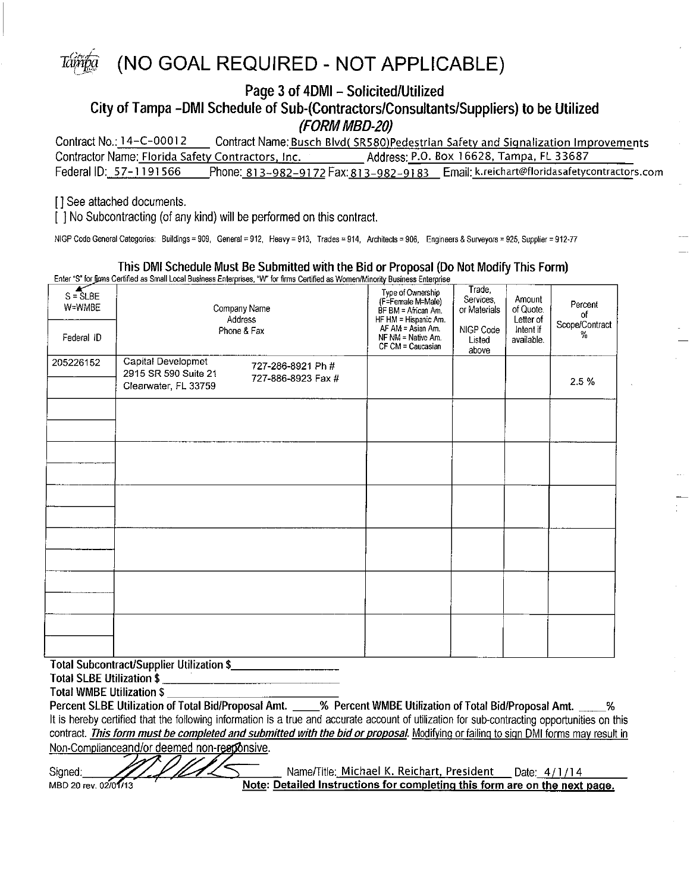# (NO GOAL REQUIRED - NOT APPLICABLE)

## Page 3 of 4DMI – Solicited/Utilized

## City of Tampa –DMI Schedule of Sub-(Contractors/Consultants/Suppliers) to be Utilized

*(FORM MBD-20)*

Contract No.: 14-C-00012 Contract Name: Busch Blvd( SR580)Pedestrian Safety and Signalization Improvements
Contractor Name: Florida Safety Contractors, Inc. Address: P.O. Box 16628, Tampa, FL 33687
Federal ID: 57-1191566 Phone: 813-982-9172 Fax: 813-982-9183 Email: k.reichart@floridasafetycontractors.com

[ ] See attached documents.
[ ] No Subcontracting (of any kind) will be performed on this contract.

NIGP Code General Categories: Buildings = 909, General = 912, Heavy = 913, Trades = 914, Architects = 906, Engineers & Surveyors = 925, Supplier = 912-77

### This DMI Schedule Must Be Submitted with the Bid or Proposal (Do Not Modify This Form)

Enter "S" for firms Certified as Small Local Business Enterprises, "W" for firms Certified as Women/Minority Business Enterprise

| S = SLBE W=WMBE / Federal ID | Company Name Address Phone & Fax | Type of Ownership (F=Female M=Male) BF BM = African Am. HF HM = Hispanic Am. AF AM = Asian Am. NF NM = Native Am. CF CM = Caucasian | Trade, Services, or Materials / NIGP Code Listed above | Amount of Quote. Letter of Intent if available. | Percent of Scope/Contract % |
|---|---|---|---|---|---|
| 205226152 | Capital Developmet 2915 SR 590 Suite 21 Clearwater, FL 33759 727-286-8921 Ph # 727-886-8923 Fax # | | | | 2.5 % |
| | | | | | |
| | | | | | |
| | | | | | |
| | | | | | |
| | | | | | |
| | | | | | |

**Total Subcontract/Supplier Utilization $**\_\_\_\_\_\_\_\_\_\_
**Total SLBE Utilization $** \_\_\_\_\_\_\_\_\_\_
**Total WMBE Utilization $** \_\_\_\_\_\_\_\_\_\_
**Percent SLBE Utilization of Total Bid/Proposal Amt.** \_\_\_\_**%** **Percent WMBE Utilization of Total Bid/Proposal Amt.** \_\_\_\_**%**

It is hereby certified that the following information is a true and accurate account of utilization for sub-contracting opportunities on this contract. ***This form must be completed and submitted with the bid or proposal.*** Modifying or failing to sign DMI forms may result in Non-Complianceand/or deemed non-responsive.

Signed: [signature] Name/Title: Michael K. Reichart, President Date: 4/1/14

MBD 20 rev. 02/01/13 **Note: Detailed Instructions for completing this form are on the next page.**